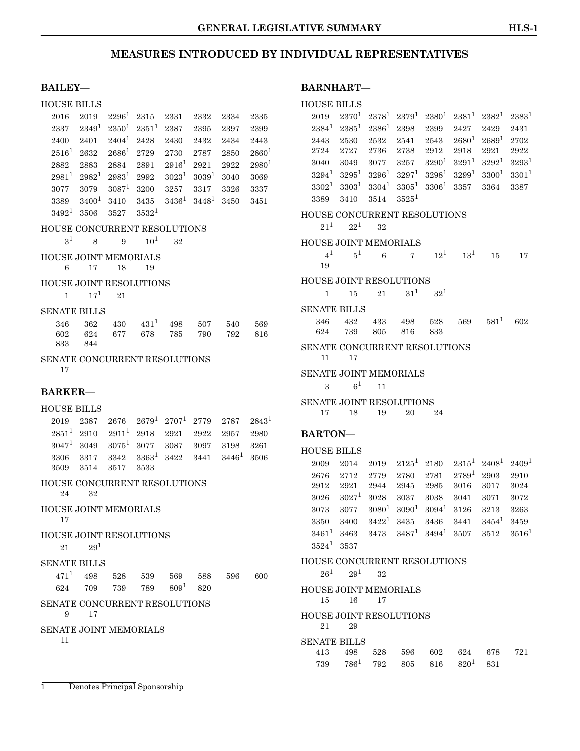# MEASURES INTRODUCED BY INDIVIDUAL REPRESENTATIVES

## BAILEY—

HOUSE BILLS

2016 2019 2296[1] 2315 2331 2332 2334 2335 2337 2349[1] 2350[1] 2351[1] 2387 2395 2397 2399 2400 2401 2404[1] 2428 2430 2432 2434 2443 2516[1] 2632 2686[1] 2729 2730 2787 2850 2860[1] 2882 2883 2884 2891 2916[1] 2921 2922 2980[1] 2981[1] 2982[1] 2983[1] 2992 3023[1] 3039[1] 3040 3069 3077 3079 3087[1] 3200 3257 3317 3326 3337 3389 3400[1] 3410 3435 3436[1] 3448[1] 3450 3451 3492[1] 3506 3527 3532[1]

HOUSE CONCURRENT RESOLUTIONS

3[1] 8 9 10[1] 32

HOUSE JOINT MEMORIALS

6 17 18 19

HOUSE JOINT RESOLUTIONS

1 17[1] 21

SENATE BILLS

346 362 430 431[1] 498 507 540 569 602 624 677 678 785 790 792 816 833 844

SENATE CONCURRENT RESOLUTIONS

17

## BARKER—

HOUSE BILLS

2019 2387 2676 2679[1] 2707[1] 2779 2787 2843[1] 2851[1] 2910 2911[1] 2918 2921 2922 2957 2980 3047[1] 3049 3075[1] 3077 3087 3097 3198 3261 3306 3317 3342 3363[1] 3422 3441 3446[1] 3506 3509 3514 3517 3533

HOUSE CONCURRENT RESOLUTIONS

24 32

HOUSE JOINT MEMORIALS

17

HOUSE JOINT RESOLUTIONS

21 29[1]

SENATE BILLS

471[1] 498 528 539 569 588 596 600 624 709 739 789 809[1] 820

SENATE CONCURRENT RESOLUTIONS

9 17

SENATE JOINT MEMORIALS

11

## BARNHART—

HOUSE BILLS

2019 2370[1] 2378[1] 2379[1] 2380[1] 2381[1] 2382[1] 2383[1] 2384[1] 2385[1] 2386[1] 2398 2399 2427 2429 2431 2443 2530 2532 2541 2543 2680[1] 2689[1] 2702 2724 2727 2736 2738 2912 2918 2921 2922 3040 3049 3077 3257 3290[1] 3291[1] 3292[1] 3293[1] 3294[1] 3295[1] 3296[1] 3297[1] 3298[1] 3299[1] 3300[1] 3301[1] 3302[1] 3303[1] 3304[1] 3305[1] 3306[1] 3357 3364 3387 3389 3410 3514 3525[1]

HOUSE CONCURRENT RESOLUTIONS

21[1] 22[1] 32

HOUSE JOINT MEMORIALS

4[1] 5[1] 6 7 12[1] 13[1] 15 17 19

HOUSE JOINT RESOLUTIONS

1 15 21 31[1] 32[1]

SENATE BILLS

346 432 433 498 528 569 581[1] 602 624 739 805 816 833

SENATE CONCURRENT RESOLUTIONS

11 17

SENATE JOINT MEMORIALS

3 6[1] 11

SENATE JOINT RESOLUTIONS

17 18 19 20 24

## BARTON—

HOUSE BILLS

2009 2014 2019 2125[1] 2180 2315[1] 2408[1] 2409[1] 2676 2712 2779 2780 2781 2789[1] 2903 2910 2912 2921 2944 2945 2985 3016 3017 3024 3026 3027[1] 3028 3037 3038 3041 3071 3072 3073 3077 3080[1] 3090[1] 3094[1] 3126 3213 3263 3350 3400 3422[1] 3435 3436 3441 3454[1] 3459 3461[1] 3463 3473 3487[1] 3494[1] 3507 3512 3516[1] 3524[1] 3537

HOUSE CONCURRENT RESOLUTIONS

26[1] 29[1] 32

HOUSE JOINT MEMORIALS

15 16 17

HOUSE JOINT RESOLUTIONS

21 29

SENATE BILLS

413 498 528 596 602 624 678 721 739 786[1] 792 805 816 820[1] 831

---

[1] Denotes Principal Sponsorship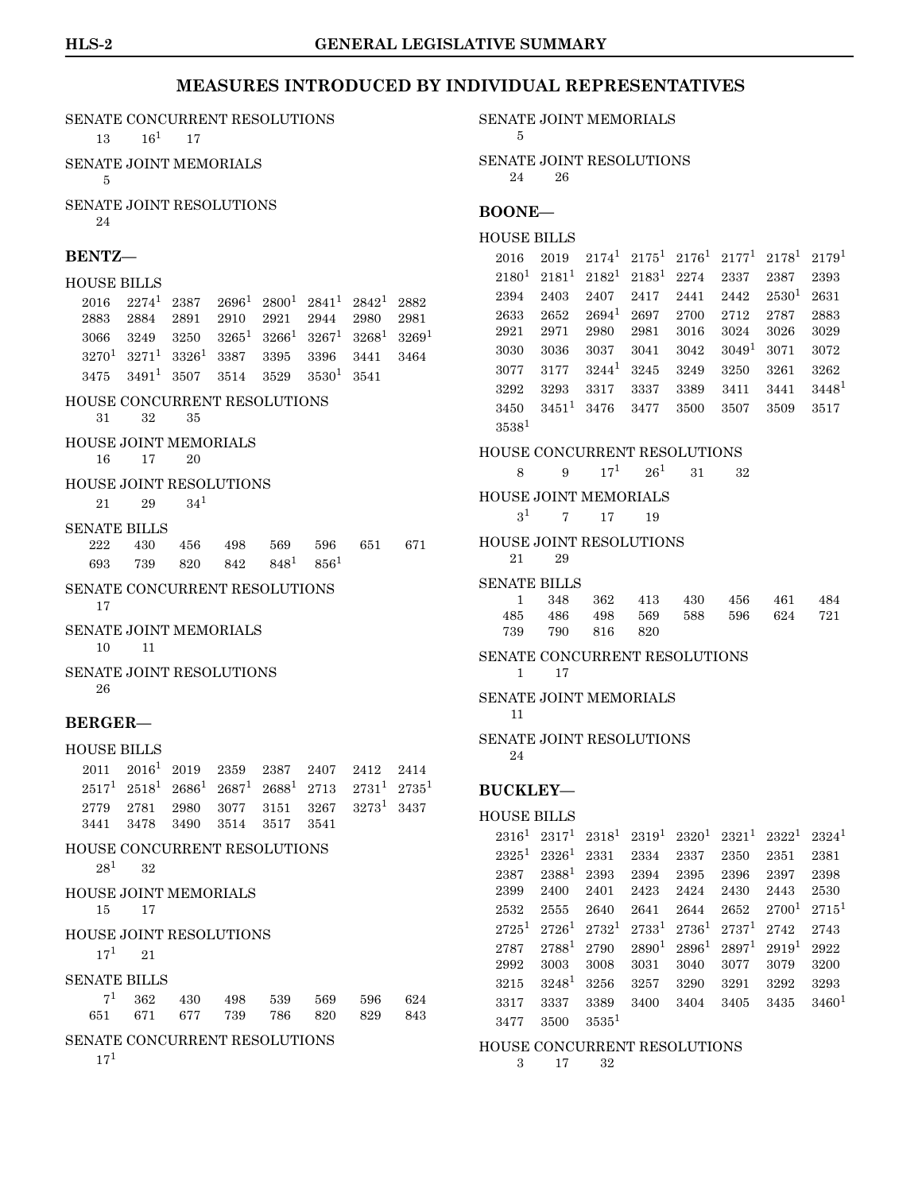## MEASURES INTRODUCED BY INDIVIDUAL REPRESENTATIVES

SENATE CONCURRENT RESOLUTIONS
13 16[1] 17

SENATE JOINT MEMORIALS
5

SENATE JOINT RESOLUTIONS
24

### BENTZ—

HOUSE BILLS
2016 2274[1] 2387 2696[1] 2800[1] 2841[1] 2842[1] 2882
2883 2884 2891 2910 2921 2944 2980 2981
3066 3249 3250 3265[1] 3266[1] 3267[1] 3268[1] 3269[1]
3270[1] 3271[1] 3326[1] 3387 3395 3396 3441 3464
3475 3491[1] 3507 3514 3529 3530[1] 3541

HOUSE CONCURRENT RESOLUTIONS
31 32 35

HOUSE JOINT MEMORIALS
16 17 20

HOUSE JOINT RESOLUTIONS
21 29 34[1]

SENATE BILLS
222 430 456 498 569 596 651 671
693 739 820 842 848[1] 856[1]

SENATE CONCURRENT RESOLUTIONS
17

SENATE JOINT MEMORIALS
10 11

SENATE JOINT RESOLUTIONS
26

### BERGER—

HOUSE BILLS
2011 2016[1] 2019 2359 2387 2407 2412 2414
2517[1] 2518[1] 2686[1] 2687[1] 2688[1] 2713 2731[1] 2735[1]
2779 2781 2980 3077 3151 3267 3273[1] 3437
3441 3478 3490 3514 3517 3541

HOUSE CONCURRENT RESOLUTIONS
28[1] 32

HOUSE JOINT MEMORIALS
15 17

HOUSE JOINT RESOLUTIONS
17[1] 21

SENATE BILLS
7[1] 362 430 498 539 569 596 624
651 671 677 739 786 820 829 843

SENATE CONCURRENT RESOLUTIONS
17[1]

SENATE JOINT MEMORIALS
5

SENATE JOINT RESOLUTIONS
24 26

### BOONE—

HOUSE BILLS
2016 2019 2174[1] 2175[1] 2176[1] 2177[1] 2178[1] 2179[1]
2180[1] 2181[1] 2182[1] 2183[1] 2274 2337 2387 2393
2394 2403 2407 2417 2441 2442 2530[1] 2631
2633 2652 2694[1] 2697 2700 2712 2787 2883
2921 2971 2980 2981 3016 3024 3026 3029
3030 3036 3037 3041 3042 3049[1] 3071 3072
3077 3177 3244[1] 3245 3249 3250 3261 3262
3292 3293 3317 3337 3389 3411 3441 3448[1]
3450 3451[1] 3476 3477 3500 3507 3509 3517
3538[1]

HOUSE CONCURRENT RESOLUTIONS
8 9 17[1] 26[1] 31 32

HOUSE JOINT MEMORIALS
3[1] 7 17 19

HOUSE JOINT RESOLUTIONS
21 29

SENATE BILLS
1 348 362 413 430 456 461 484
485 486 498 569 588 596 624 721
739 790 816 820

SENATE CONCURRENT RESOLUTIONS
1 17

SENATE JOINT MEMORIALS
11

SENATE JOINT RESOLUTIONS
24

### BUCKLEY—

HOUSE BILLS
2316[1] 2317[1] 2318[1] 2319[1] 2320[1] 2321[1] 2322[1] 2324[1]
2325[1] 2326[1] 2331 2334 2337 2350 2351 2381
2387 2388[1] 2393 2394 2395 2396 2397 2398
2399 2400 2401 2423 2424 2430 2443 2530
2532 2555 2640 2641 2644 2652 2700[1] 2715[1]
2725[1] 2726[1] 2732[1] 2733[1] 2736[1] 2737[1] 2742 2743
2787 2788[1] 2790 2890[1] 2896[1] 2897[1] 2919[1] 2922
2992 3003 3008 3031 3040 3077 3079 3200
3215 3248[1] 3256 3257 3290 3291 3292 3293
3317 3337 3389 3400 3404 3405 3435 3460[1]
3477 3500 3535[1]

HOUSE CONCURRENT RESOLUTIONS
3 17 32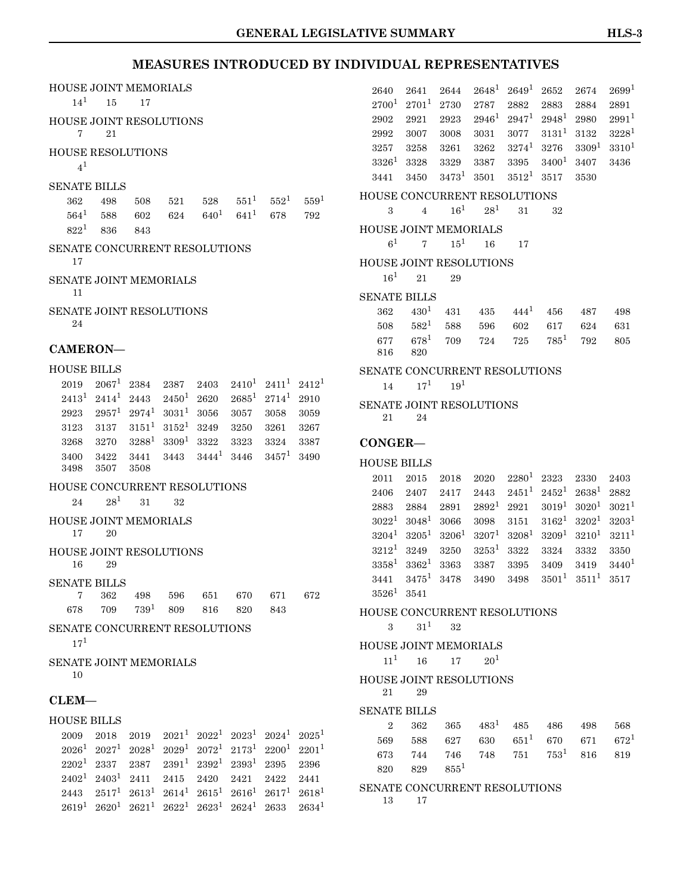# MEASURES INTRODUCED BY INDIVIDUAL REPRESENTATIVES

HOUSE JOINT MEMORIALS

14[1] 15 17

HOUSE JOINT RESOLUTIONS

7 21

HOUSE RESOLUTIONS

4[1]

SENATE BILLS

362 498 508 521 528 551[1] 552[1] 559[1] 564[1] 588 602 624 640[1] 641[1] 678 792 822[1] 836 843

SENATE CONCURRENT RESOLUTIONS

17

SENATE JOINT MEMORIALS

11

SENATE JOINT RESOLUTIONS

24

## CAMERON—

HOUSE BILLS

2019 2067[1] 2384 2387 2403 2410[1] 2411[1] 2412[1] 2413[1] 2414[1] 2443 2450[1] 2620 2685[1] 2714[1] 2910 2923 2957[1] 2974[1] 3031[1] 3056 3057 3058 3059 3123 3137 3151[1] 3152[1] 3249 3250 3261 3267 3268 3270 3288[1] 3309[1] 3322 3323 3324 3387 3400 3422 3441 3443 3444[1] 3446 3457[1] 3490 3498 3507 3508

HOUSE CONCURRENT RESOLUTIONS

24 28[1] 31 32

HOUSE JOINT MEMORIALS

17 20

HOUSE JOINT RESOLUTIONS

16 29

SENATE BILLS

7 362 498 596 651 670 671 672 678 709 739[1] 809 816 820 843

SENATE CONCURRENT RESOLUTIONS

17[1]

SENATE JOINT MEMORIALS

10

## CLEM—

HOUSE BILLS

2009 2018 2019 2021[1] 2022[1] 2023[1] 2024[1] 2025[1] 2026[1] 2027[1] 2028[1] 2029[1] 2072[1] 2173[1] 2200[1] 2201[1] 2202[1] 2337 2387 2391[1] 2392[1] 2393[1] 2395 2396 2402[1] 2403[1] 2411 2415 2420 2421 2422 2441 2443 2517[1] 2613[1] 2614[1] 2615[1] 2616[1] 2617[1] 2618[1] 2619[1] 2620[1] 2621[1] 2622[1] 2623[1] 2624[1] 2633 2634[1] 2640 2641 2644 2648[1] 2649[1] 2652 2674 2699[1] 2700[1] 2701[1] 2730 2787 2882 2883 2884 2891 2902 2921 2923 2946[1] 2947[1] 2948[1] 2980 2991[1] 2992 3007 3008 3031 3077 3131[1] 3132 3228[1] 3257 3258 3261 3262 3274[1] 3276 3309[1] 3310[1] 3326[1] 3328 3329 3387 3395 3400[1] 3407 3436 3441 3450 3473[1] 3501 3512[1] 3517 3530

HOUSE CONCURRENT RESOLUTIONS

3 4 16[1] 28[1] 31 32

HOUSE JOINT MEMORIALS

6[1] 7 15[1] 16 17

HOUSE JOINT RESOLUTIONS

16[1] 21 29

SENATE BILLS

362 430[1] 431 435 444[1] 456 487 498 508 582[1] 588 596 602 617 624 631 677 678[1] 709 724 725 785[1] 792 805 816 820

SENATE CONCURRENT RESOLUTIONS

14 17[1] 19[1]

SENATE JOINT RESOLUTIONS

21 24

## CONGER—

HOUSE BILLS

2011 2015 2018 2020 2280[1] 2323 2330 2403 2406 2407 2417 2443 2451[1] 2452[1] 2638[1] 2882 2883 2884 2891 2892[1] 2921 3019[1] 3020[1] 3021[1] 3022[1] 3048[1] 3066 3098 3151 3162[1] 3202[1] 3203[1] 3204[1] 3205[1] 3206[1] 3207[1] 3208[1] 3209[1] 3210[1] 3211[1] 3212[1] 3249 3250 3253[1] 3322 3324 3332 3350 3358[1] 3362[1] 3363 3387 3395 3409 3419 3440[1] 3441 3475[1] 3478 3490 3498 3501[1] 3511[1] 3517 3526[1] 3541

HOUSE CONCURRENT RESOLUTIONS

3 31[1] 32

HOUSE JOINT MEMORIALS

11[1] 16 17 20[1]

HOUSE JOINT RESOLUTIONS

21 29

SENATE BILLS

2 362 365 483[1] 485 486 498 568 569 588 627 630 651[1] 670 671 672[1] 673 744 746 748 751 753[1] 816 819 820 829 855[1]

SENATE CONCURRENT RESOLUTIONS

13 17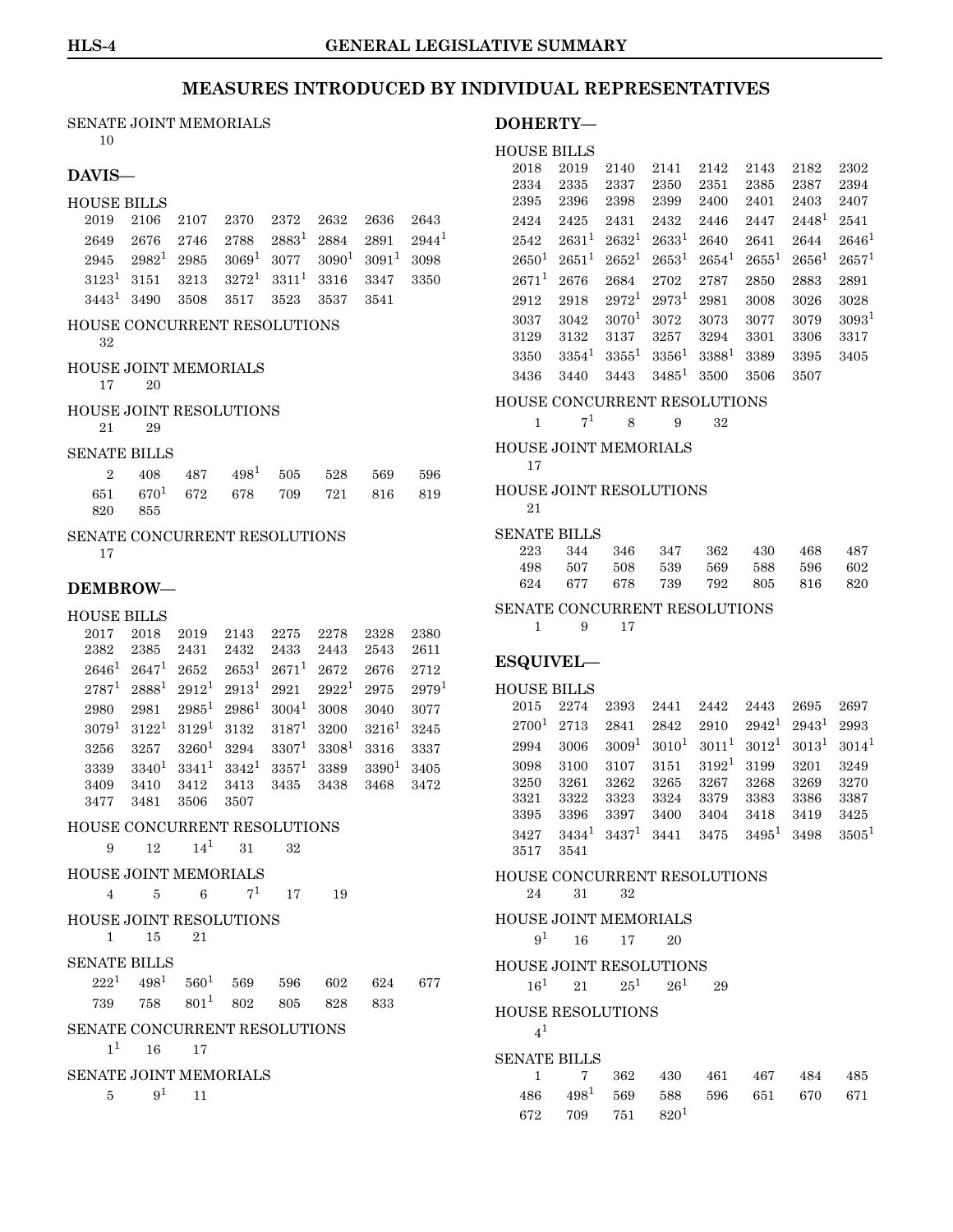# MEASURES INTRODUCED BY INDIVIDUAL REPRESENTATIVES

SENATE JOINT MEMORIALS

10

## DAVIS—

HOUSE BILLS

2019 2106 2107 2370 2372 2632 2636 2643
2649 2676 2746 2788 2883[1] 2884 2891 2944[1]
2945 2982[1] 2985 3069[1] 3077 3090[1] 3091[1] 3098
3123[1] 3151 3213 3272[1] 3311[1] 3316 3347 3350
3443[1] 3490 3508 3517 3523 3537 3541

HOUSE CONCURRENT RESOLUTIONS

32

HOUSE JOINT MEMORIALS

17 20

HOUSE JOINT RESOLUTIONS

21 29

SENATE BILLS

2 408 487 498[1] 505 528 569 596
651 670[1] 672 678 709 721 816 819
820 855

SENATE CONCURRENT RESOLUTIONS

17

## DEMBROW—

HOUSE BILLS

2017 2018 2019 2143 2275 2278 2328 2380
2382 2385 2431 2432 2433 2443 2543 2611
2646[1] 2647[1] 2652 2653[1] 2671[1] 2672 2676 2712
2787[1] 2888[1] 2912[1] 2913[1] 2921 2922[1] 2975 2979[1]
2980 2981 2985[1] 2986[1] 3004[1] 3008 3040 3077
3079[1] 3122[1] 3129[1] 3132 3187[1] 3200 3216[1] 3245
3256 3257 3260[1] 3294 3307[1] 3308[1] 3316 3337
3339 3340[1] 3341[1] 3342[1] 3357[1] 3389 3390[1] 3405
3409 3410 3412 3413 3435 3438 3468 3472
3477 3481 3506 3507

HOUSE CONCURRENT RESOLUTIONS

9 12 14[1] 31 32

HOUSE JOINT MEMORIALS

4 5 6 7[1] 17 19

HOUSE JOINT RESOLUTIONS

1 15 21

SENATE BILLS

222[1] 498[1] 560[1] 569 596 602 624 677
739 758 801[1] 802 805 828 833

SENATE CONCURRENT RESOLUTIONS

1[1] 16 17

SENATE JOINT MEMORIALS

5 9[1] 11

## DOHERTY—

HOUSE BILLS

2018 2019 2140 2141 2142 2143 2182 2302
2334 2335 2337 2350 2351 2385 2387 2394
2395 2396 2398 2399 2400 2401 2403 2407
2424 2425 2431 2432 2446 2447 2448[1] 2541
2542 2631[1] 2632[1] 2633[1] 2640 2641 2644 2646[1]
2650[1] 2651[1] 2652[1] 2653[1] 2654[1] 2655[1] 2656[1] 2657[1]
2671[1] 2676 2684 2702 2787 2850 2883 2891
2912 2918 2972[1] 2973[1] 2981 3008 3026 3028
3037 3042 3070[1] 3072 3073 3077 3079 3093[1]
3129 3132 3137 3257 3294 3301 3306 3317
3350 3354[1] 3355[1] 3356[1] 3388[1] 3389 3395 3405
3436 3440 3443 3485[1] 3500 3506 3507

HOUSE CONCURRENT RESOLUTIONS

1 7[1] 8 9 32

HOUSE JOINT MEMORIALS

17

HOUSE JOINT RESOLUTIONS

21

SENATE BILLS

223 344 346 347 362 430 468 487
498 507 508 539 569 588 596 602
624 677 678 739 792 805 816 820

SENATE CONCURRENT RESOLUTIONS

1 9 17

## ESQUIVEL—

HOUSE BILLS

2015 2274 2393 2441 2442 2443 2695 2697
2700[1] 2713 2841 2842 2910 2942[1] 2943[1] 2993
2994 3006 3009[1] 3010[1] 3011[1] 3012[1] 3013[1] 3014[1]
3098 3100 3107 3151 3192[1] 3199 3201 3249
3250 3261 3262 3265 3267 3268 3269 3270
3321 3322 3323 3324 3379 3383 3386 3387
3395 3396 3397 3400 3404 3418 3419 3425
3427 3434[1] 3437[1] 3441 3475 3495[1] 3498 3505[1]
3517 3541

HOUSE CONCURRENT RESOLUTIONS

24 31 32

HOUSE JOINT MEMORIALS

9[1] 16 17 20

HOUSE JOINT RESOLUTIONS

16[1] 21 25[1] 26[1] 29

HOUSE RESOLUTIONS

4[1]

SENATE BILLS

1 7 362 430 461 467 484 485
486 498[1] 569 588 596 651 670 671
672 709 751 820[1]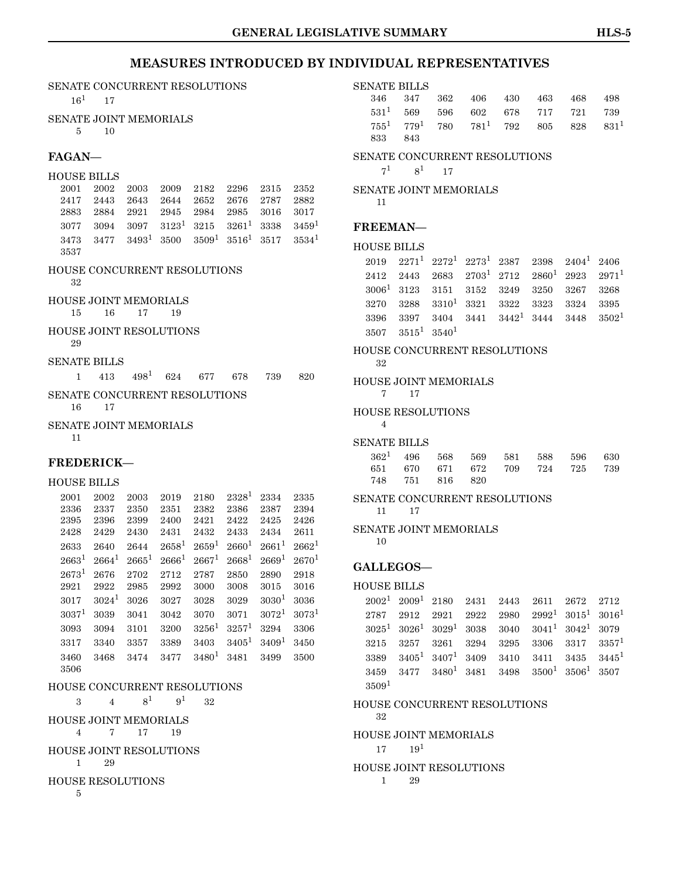# MEASURES INTRODUCED BY INDIVIDUAL REPRESENTATIVES

SENATE CONCURRENT RESOLUTIONS
16[1] 17

SENATE JOINT MEMORIALS
5 10

## FAGAN—

HOUSE BILLS
2001 2002 2003 2009 2182 2296 2315 2352
2417 2443 2643 2644 2652 2676 2787 2882
2883 2884 2921 2945 2984 2985 3016 3017
3077 3094 3097 3123[1] 3215 3261[1] 3338 3459[1]
3473 3477 3493[1] 3500 3509[1] 3516[1] 3517 3534[1]
3537

HOUSE CONCURRENT RESOLUTIONS
32

HOUSE JOINT MEMORIALS
15 16 17 19

HOUSE JOINT RESOLUTIONS
29

SENATE BILLS
1 413 498[1] 624 677 678 739 820

SENATE CONCURRENT RESOLUTIONS
16 17

SENATE JOINT MEMORIALS
11

## FREDERICK—

HOUSE BILLS
2001 2002 2003 2019 2180 2328[1] 2334 2335
2336 2337 2350 2351 2382 2386 2387 2394
2395 2396 2399 2400 2421 2422 2425 2426
2428 2429 2430 2431 2432 2433 2434 2611
2633 2640 2644 2658[1] 2659[1] 2660[1] 2661[1] 2662[1]
2663[1] 2664[1] 2665[1] 2666[1] 2667[1] 2668[1] 2669[1] 2670[1]
2673[1] 2676 2702 2712 2787 2850 2890 2918
2921 2922 2985 2992 3000 3008 3015 3016
3017 3024[1] 3026 3027 3028 3029 3030[1] 3036
3037[1] 3039 3041 3042 3070 3071 3072[1] 3073[1]
3093 3094 3101 3200 3256[1] 3257[1] 3294 3306
3317 3340 3357 3389 3403 3405[1] 3409[1] 3450
3460 3468 3474 3477 3480[1] 3481 3499 3500
3506

HOUSE CONCURRENT RESOLUTIONS
3 4 8[1] 9[1] 32

HOUSE JOINT MEMORIALS
4 7 17 19

HOUSE JOINT RESOLUTIONS
1 29

HOUSE RESOLUTIONS
5

SENATE BILLS
346 347 362 406 430 463 468 498
531[1] 569 596 602 678 717 721 739
755[1] 779[1] 780 781[1] 792 805 828 831[1]
833 843

SENATE CONCURRENT RESOLUTIONS
7[1] 8[1] 17

SENATE JOINT MEMORIALS
11

## FREEMAN—

HOUSE BILLS
2019 2271[1] 2272[1] 2273[1] 2387 2398 2404[1] 2406
2412 2443 2683 2703[1] 2712 2860[1] 2923 2971[1]
3006[1] 3123 3151 3152 3249 3250 3267 3268
3270 3288 3310[1] 3321 3322 3323 3324 3395
3396 3397 3404 3441 3442[1] 3444 3448 3502[1]
3507 3515[1] 3540[1]

HOUSE CONCURRENT RESOLUTIONS
32

HOUSE JOINT MEMORIALS
7 17

HOUSE RESOLUTIONS
4

SENATE BILLS
362[1] 496 568 569 581 588 596 630
651 670 671 672 709 724 725 739
748 751 816 820

SENATE CONCURRENT RESOLUTIONS
11 17

SENATE JOINT MEMORIALS
10

## GALLEGOS—

HOUSE BILLS
2002[1] 2009[1] 2180 2431 2443 2611 2672 2712
2787 2912 2921 2922 2980 2992[1] 3015[1] 3016[1]
3025[1] 3026[1] 3029[1] 3038 3040 3041[1] 3042[1] 3079
3215 3257 3261 3294 3295 3306 3317 3357[1]
3389 3405[1] 3407[1] 3409 3410 3411 3435 3445[1]
3459 3477 3480[1] 3481 3498 3500[1] 3506[1] 3507
3509[1]

HOUSE CONCURRENT RESOLUTIONS
32

HOUSE JOINT MEMORIALS
17 19[1]

HOUSE JOINT RESOLUTIONS
1 29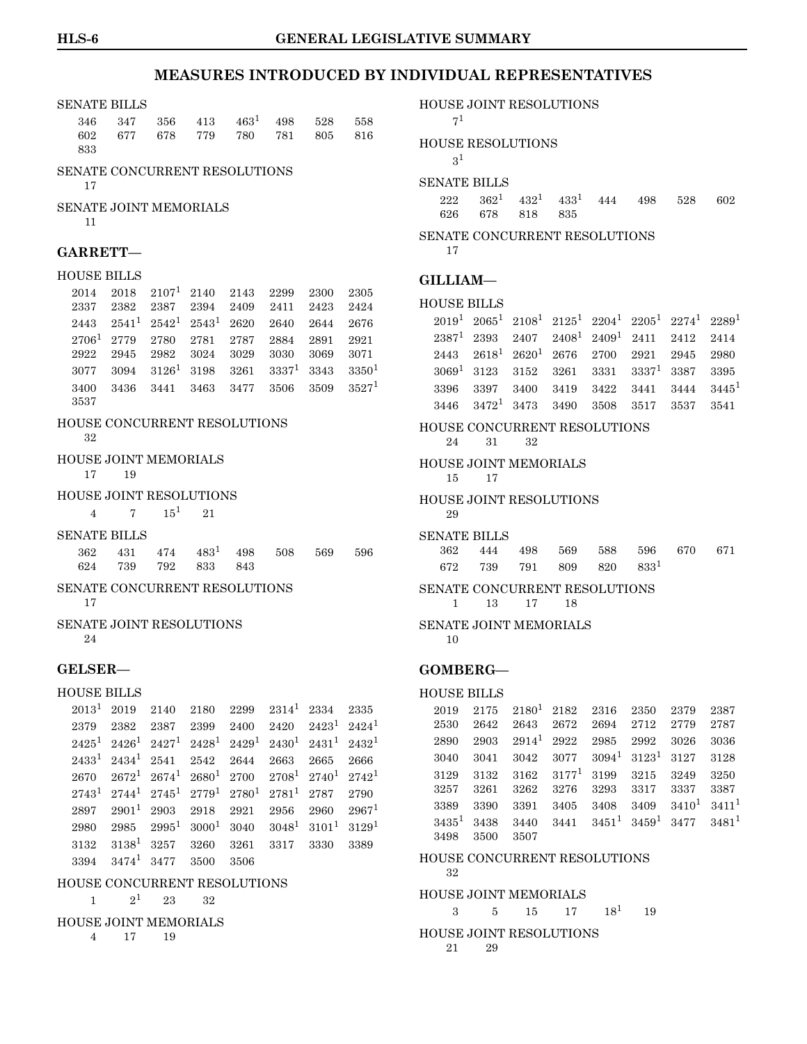## MEASURES INTRODUCED BY INDIVIDUAL REPRESENTATIVES

SENATE BILLS
346 347 356 413 463[1] 498 528 558
602 677 678 779 780 781 805 816
833

SENATE CONCURRENT RESOLUTIONS
17

SENATE JOINT MEMORIALS
11

### GARRETT—

HOUSE BILLS
2014 2018 2107[1] 2140 2143 2299 2300 2305
2337 2382 2387 2394 2409 2411 2423 2424
2443 2541[1] 2542[1] 2543[1] 2620 2640 2644 2676
2706[1] 2779 2780 2781 2787 2884 2891 2921
2922 2945 2982 3024 3029 3030 3069 3071
3077 3094 3126[1] 3198 3261 3337[1] 3343 3350[1]
3400 3436 3441 3463 3477 3506 3509 3527[1]
3537

HOUSE CONCURRENT RESOLUTIONS
32

HOUSE JOINT MEMORIALS
17 19

HOUSE JOINT RESOLUTIONS
4 7 15[1] 21

SENATE BILLS
362 431 474 483[1] 498 508 569 596
624 739 792 833 843

SENATE CONCURRENT RESOLUTIONS
17

SENATE JOINT RESOLUTIONS
24

### GELSER—

HOUSE BILLS
2013[1] 2019 2140 2180 2299 2314[1] 2334 2335
2379 2382 2387 2399 2400 2420 2423[1] 2424[1]
2425[1] 2426[1] 2427[1] 2428[1] 2429[1] 2430[1] 2431[1] 2432[1]
2433[1] 2434[1] 2541 2542 2644 2663 2665 2666
2670 2672[1] 2674[1] 2680[1] 2700 2708[1] 2740[1] 2742[1]
2743[1] 2744[1] 2745[1] 2779[1] 2780[1] 2781[1] 2787 2790
2897 2901[1] 2903 2918 2921 2956 2960 2967[1]
2980 2985 2995[1] 3000[1] 3040 3048[1] 3101[1] 3129[1]
3132 3138[1] 3257 3260 3261 3317 3330 3389
3394 3474[1] 3477 3500 3506

HOUSE CONCURRENT RESOLUTIONS
1 2[1] 23 32

HOUSE JOINT MEMORIALS
4 17 19

HOUSE JOINT RESOLUTIONS
7[1]

HOUSE RESOLUTIONS
3[1]

SENATE BILLS
222 362[1] 432[1] 433[1] 444 498 528 602
626 678 818 835

SENATE CONCURRENT RESOLUTIONS
17

### GILLIAM—

HOUSE BILLS
2019[1] 2065[1] 2108[1] 2125[1] 2204[1] 2205[1] 2274[1] 2289[1]
2387[1] 2393 2407 2408[1] 2409[1] 2411 2412 2414
2443 2618[1] 2620[1] 2676 2700 2921 2945 2980
3069[1] 3123 3152 3261 3331 3337[1] 3387 3395
3396 3397 3400 3419 3422 3441 3444 3445[1]
3446 3472[1] 3473 3490 3508 3517 3537 3541

HOUSE CONCURRENT RESOLUTIONS
24 31 32

HOUSE JOINT MEMORIALS
15 17

HOUSE JOINT RESOLUTIONS
29

SENATE BILLS
362 444 498 569 588 596 670 671
672 739 791 809 820 833[1]

SENATE CONCURRENT RESOLUTIONS
1 13 17 18

SENATE JOINT MEMORIALS
10

### GOMBERG—

HOUSE BILLS
2019 2175 2180[1] 2182 2316 2350 2379 2387
2530 2642 2643 2672 2694 2712 2779 2787
2890 2903 2914[1] 2922 2985 2992 3026 3036
3040 3041 3042 3077 3094[1] 3123[1] 3127 3128
3129 3132 3162 3177[1] 3199 3215 3249 3250
3257 3261 3262 3276 3293 3317 3337 3387
3389 3390 3391 3405 3408 3409 3410[1] 3411[1]
3435[1] 3438 3440 3441 3451[1] 3459[1] 3477 3481[1]
3498 3500 3507

HOUSE CONCURRENT RESOLUTIONS
32

HOUSE JOINT MEMORIALS
3 5 15 17 18[1] 19

HOUSE JOINT RESOLUTIONS
21 29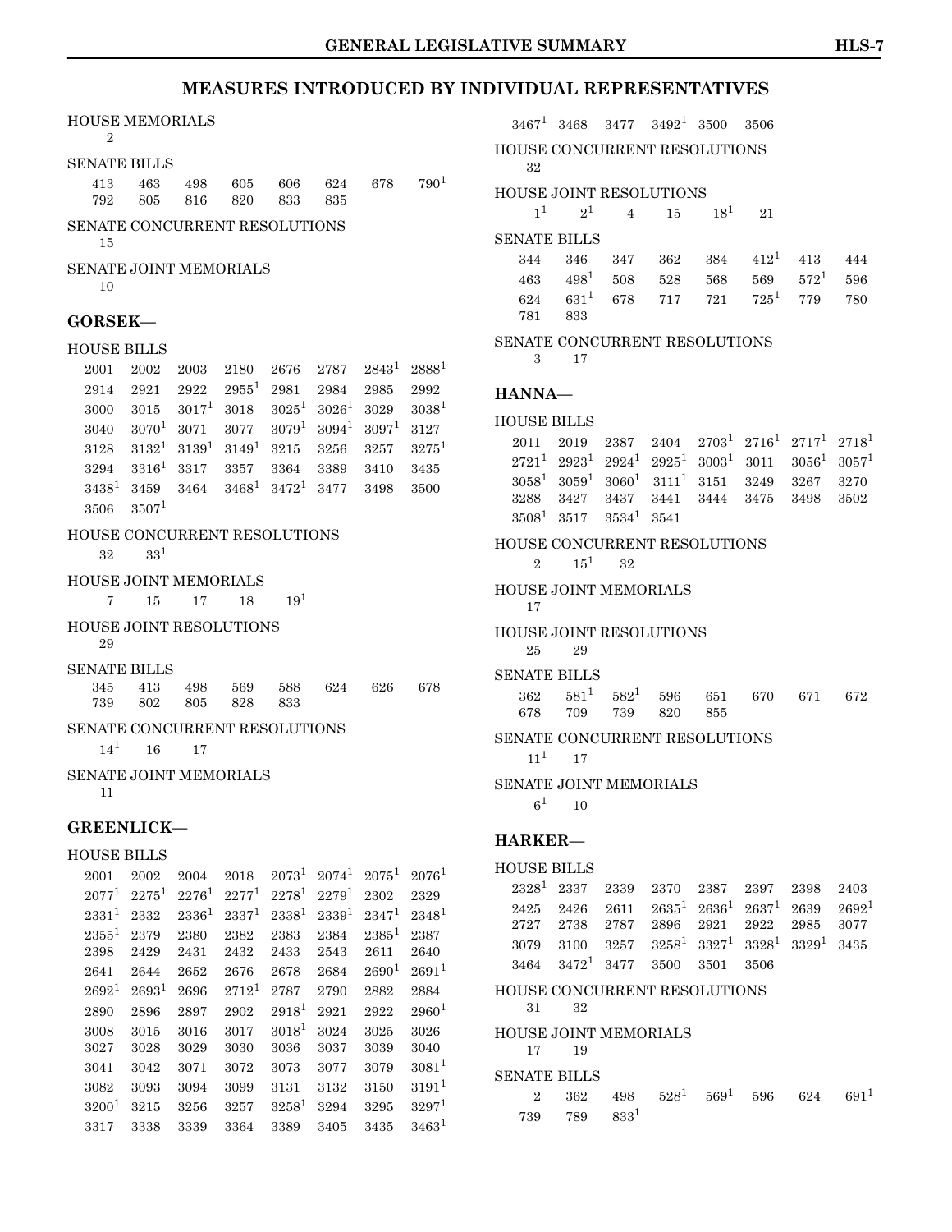## MEASURES INTRODUCED BY INDIVIDUAL REPRESENTATIVES

HOUSE MEMORIALS
2

SENATE BILLS
413 463 498 605 606 624 678 790[1]
792 805 816 820 833 835

SENATE CONCURRENT RESOLUTIONS
15

SENATE JOINT MEMORIALS
10

### GORSEK—

HOUSE BILLS
2001 2002 2003 2180 2676 2787 2843[1] 2888[1]
2914 2921 2922 2955[1] 2981 2984 2985 2992
3000 3015 3017[1] 3018 3025[1] 3026[1] 3029 3038[1]
3040 3070[1] 3071 3077 3079[1] 3094[1] 3097[1] 3127
3128 3132[1] 3139[1] 3149[1] 3215 3256 3257 3275[1]
3294 3316[1] 3317 3357 3364 3389 3410 3435
3438[1] 3459 3464 3468[1] 3472[1] 3477 3498 3500
3506 3507[1]

HOUSE CONCURRENT RESOLUTIONS
32 33[1]

HOUSE JOINT MEMORIALS
7 15 17 18 19[1]

HOUSE JOINT RESOLUTIONS
29

SENATE BILLS
345 413 498 569 588 624 626 678
739 802 805 828 833

SENATE CONCURRENT RESOLUTIONS
14[1] 16 17

SENATE JOINT MEMORIALS
11

### GREENLICK—

HOUSE BILLS
2001 2002 2004 2018 2073[1] 2074[1] 2075[1] 2076[1]
2077[1] 2275[1] 2276[1] 2277[1] 2278[1] 2279[1] 2302 2329
2331[1] 2332 2336[1] 2337[1] 2338[1] 2339[1] 2347[1] 2348[1]
2355[1] 2379 2380 2382 2383 2384 2385[1] 2387
2398 2429 2431 2432 2433 2543 2611 2640
2641 2644 2652 2676 2678 2684 2690[1] 2691[1]
2692[1] 2693[1] 2696 2712[1] 2787 2790 2882 2884
2890 2896 2897 2902 2918[1] 2921 2922 2960[1]
3008 3015 3016 3017 3018[1] 3024 3025 3026
3027 3028 3029 3030 3036 3037 3039 3040
3041 3042 3071 3072 3073 3077 3079 3081[1]
3082 3093 3094 3099 3131 3132 3150 3191[1]
3200[1] 3215 3256 3257 3258[1] 3294 3295 3297[1]
3317 3338 3339 3364 3389 3405 3435 3463[1]
3467[1] 3468 3477 3492[1] 3500 3506

HOUSE CONCURRENT RESOLUTIONS
32

HOUSE JOINT RESOLUTIONS
1[1] 2[1] 4 15 18[1] 21

SENATE BILLS
344 346 347 362 384 412[1] 413 444
463 498[1] 508 528 568 569 572[1] 596
624 631[1] 678 717 721 725[1] 779 780
781 833

SENATE CONCURRENT RESOLUTIONS
3 17

### HANNA—

HOUSE BILLS
2011 2019 2387 2404 2703[1] 2716[1] 2717[1] 2718[1]
2721[1] 2923[1] 2924[1] 2925[1] 3003[1] 3011 3056[1] 3057[1]
3058[1] 3059[1] 3060[1] 3111[1] 3151 3249 3267 3270
3288 3427 3437 3441 3444 3475 3498 3502
3508[1] 3517 3534[1] 3541

HOUSE CONCURRENT RESOLUTIONS
2 15[1] 32

HOUSE JOINT MEMORIALS
17

HOUSE JOINT RESOLUTIONS
25 29

SENATE BILLS
362 581[1] 582[1] 596 651 670 671 672
678 709 739 820 855

SENATE CONCURRENT RESOLUTIONS
11[1] 17

SENATE JOINT MEMORIALS
6[1] 10

### HARKER—

HOUSE BILLS
2328[1] 2337 2339 2370 2387 2397 2398 2403
2425 2426 2611 2635[1] 2636[1] 2637[1] 2639 2692[1]
2727 2738 2787 2896 2921 2922 2985 3077
3079 3100 3257 3258[1] 3327[1] 3328[1] 3329[1] 3435
3464 3472[1] 3477 3500 3501 3506

HOUSE CONCURRENT RESOLUTIONS
31 32

HOUSE JOINT MEMORIALS
17 19

SENATE BILLS
2 362 498 528[1] 569[1] 596 624 691[1]
739 789 833[1]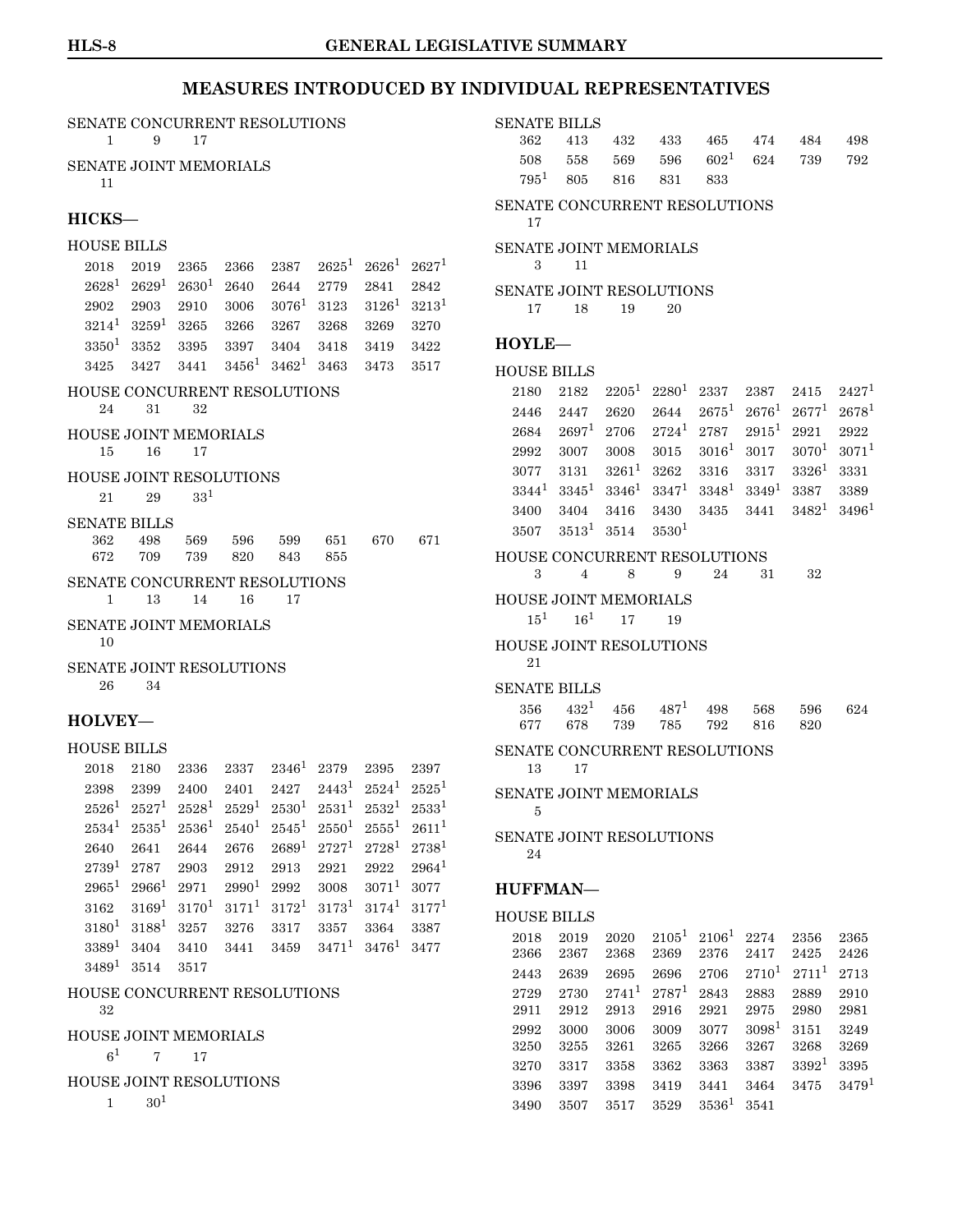# MEASURES INTRODUCED BY INDIVIDUAL REPRESENTATIVES

SENATE CONCURRENT RESOLUTIONS
1 9 17

SENATE JOINT MEMORIALS
11

## HICKS—

HOUSE BILLS
2018 2019 2365 2366 2387 2625[1] 2626[1] 2627[1]
2628[1] 2629[1] 2630[1] 2640 2644 2779 2841 2842
2902 2903 2910 3006 3076[1] 3123 3126[1] 3213[1]
3214[1] 3259[1] 3265 3266 3267 3268 3269 3270
3350[1] 3352 3395 3397 3404 3418 3419 3422
3425 3427 3441 3456[1] 3462[1] 3463 3473 3517

HOUSE CONCURRENT RESOLUTIONS
24 31 32

HOUSE JOINT MEMORIALS
15 16 17

HOUSE JOINT RESOLUTIONS
21 29 33[1]

SENATE BILLS
362 498 569 596 599 651 670 671
672 709 739 820 843 855

SENATE CONCURRENT RESOLUTIONS
1 13 14 16 17

SENATE JOINT MEMORIALS
10

SENATE JOINT RESOLUTIONS
26 34

## HOLVEY—

HOUSE BILLS
2018 2180 2336 2337 2346[1] 2379 2395 2397
2398 2399 2400 2401 2427 2443[1] 2524[1] 2525[1]
2526[1] 2527[1] 2528[1] 2529[1] 2530[1] 2531[1] 2532[1] 2533[1]
2534[1] 2535[1] 2536[1] 2540[1] 2545[1] 2550[1] 2555[1] 2611[1]
2640 2641 2644 2676 2689[1] 2727[1] 2728[1] 2738[1]
2739[1] 2787 2903 2912 2913 2921 2922 2964[1]
2965[1] 2966[1] 2971 2990[1] 2992 3008 3071[1] 3077
3162 3169[1] 3170[1] 3171[1] 3172[1] 3173[1] 3174[1] 3177[1]
3180[1] 3188[1] 3257 3276 3317 3357 3364 3387
3389[1] 3404 3410 3441 3459 3471[1] 3476[1] 3477
3489[1] 3514 3517

HOUSE CONCURRENT RESOLUTIONS
32

HOUSE JOINT MEMORIALS
6[1] 7 17

HOUSE JOINT RESOLUTIONS
1 30[1]

SENATE BILLS
362 413 432 433 465 474 484 498
508 558 569 596 602[1] 624 739 792
795[1] 805 816 831 833

SENATE CONCURRENT RESOLUTIONS
17

SENATE JOINT MEMORIALS
3 11

SENATE JOINT RESOLUTIONS
17 18 19 20

## HOYLE—

HOUSE BILLS
2180 2182 2205[1] 2280[1] 2337 2387 2415 2427[1]
2446 2447 2620 2644 2675[1] 2676[1] 2677[1] 2678[1]
2684 2697[1] 2706 2724[1] 2787 2915[1] 2921 2922
2992 3007 3008 3015 3016[1] 3017 3070[1] 3071[1]
3077 3131 3261[1] 3262 3316 3317 3326[1] 3331
3344[1] 3345[1] 3346[1] 3347[1] 3348[1] 3349[1] 3387 3389
3400 3404 3416 3430 3435 3441 3482[1] 3496[1]
3507 3513[1] 3514 3530[1]

HOUSE CONCURRENT RESOLUTIONS
3 4 8 9 24 31 32

HOUSE JOINT MEMORIALS
15[1] 16[1] 17 19

HOUSE JOINT RESOLUTIONS
21

SENATE BILLS
356 432[1] 456 487[1] 498 568 596 624
677 678 739 785 792 816 820

SENATE CONCURRENT RESOLUTIONS
13 17

SENATE JOINT MEMORIALS
5

SENATE JOINT RESOLUTIONS
24

## HUFFMAN—

HOUSE BILLS
2018 2019 2020 2105[1] 2106[1] 2274 2356 2365
2366 2367 2368 2369 2376 2417 2425 2426
2443 2639 2695 2696 2706 2710[1] 2711[1] 2713
2729 2730 2741[1] 2787[1] 2843 2883 2889 2910
2911 2912 2913 2916 2921 2975 2980 2981
2992 3000 3006 3009 3077 3098[1] 3151 3249
3250 3255 3261 3265 3266 3267 3268 3269
3270 3317 3358 3362 3363 3387 3392[1] 3395
3396 3397 3398 3419 3441 3464 3475 3479[1]
3490 3507 3517 3529 3536[1] 3541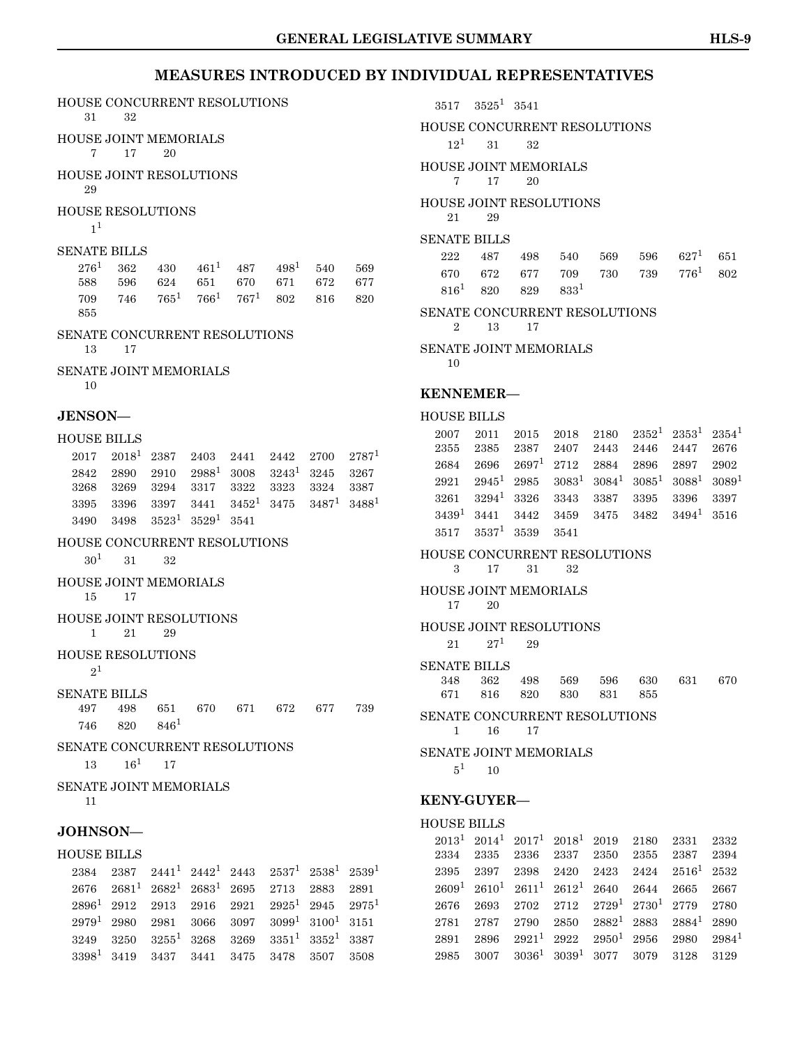# MEASURES INTRODUCED BY INDIVIDUAL REPRESENTATIVES

HOUSE CONCURRENT RESOLUTIONS
31 32

HOUSE JOINT MEMORIALS
7 17 20

HOUSE JOINT RESOLUTIONS
29

HOUSE RESOLUTIONS
1[1]

SENATE BILLS
276[1] 362 430 461[1] 487 498[1] 540 569
588 596 624 651 670 671 672 677
709 746 765[1] 766[1] 767[1] 802 816 820
855

SENATE CONCURRENT RESOLUTIONS
13 17

SENATE JOINT MEMORIALS
10

### JENSON—

HOUSE BILLS
2017 2018[1] 2387 2403 2441 2442 2700 2787[1]
2842 2890 2910 2988[1] 3008 3243[1] 3245 3267
3268 3269 3294 3317 3322 3323 3324 3387
3395 3396 3397 3441 3452[1] 3475 3487[1] 3488[1]
3490 3498 3523[1] 3529[1] 3541

HOUSE CONCURRENT RESOLUTIONS
30[1] 31 32

HOUSE JOINT MEMORIALS
15 17

HOUSE JOINT RESOLUTIONS
1 21 29

HOUSE RESOLUTIONS
2[1]

SENATE BILLS
497 498 651 670 671 672 677 739
746 820 846[1]

SENATE CONCURRENT RESOLUTIONS
13 16[1] 17

SENATE JOINT MEMORIALS
11

### JOHNSON—

HOUSE BILLS
2384 2387 2441[1] 2442[1] 2443 2537[1] 2538[1] 2539[1]
2676 2681[1] 2682[1] 2683[1] 2695 2713 2883 2891
2896[1] 2912 2913 2916 2921 2925[1] 2945 2975[1]
2979[1] 2980 2981 3066 3097 3099[1] 3100[1] 3151
3249 3250 3255[1] 3268 3269 3351[1] 3352[1] 3387
3398[1] 3419 3437 3441 3475 3478 3507 3508
3517 3525[1] 3541

HOUSE CONCURRENT RESOLUTIONS
12[1] 31 32

HOUSE JOINT MEMORIALS
7 17 20

HOUSE JOINT RESOLUTIONS
21 29

SENATE BILLS
222 487 498 540 569 596 627[1] 651
670 672 677 709 730 739 776[1] 802
816[1] 820 829 833[1]

SENATE CONCURRENT RESOLUTIONS
2 13 17

SENATE JOINT MEMORIALS
10

### KENNEMER—

HOUSE BILLS
2007 2011 2015 2018 2180 2352[1] 2353[1] 2354[1]
2355 2385 2387 2407 2443 2446 2447 2676
2684 2696 2697[1] 2712 2884 2896 2897 2902
2921 2945[1] 2985 3083[1] 3084[1] 3085[1] 3088[1] 3089[1]
3261 3294[1] 3326 3343 3387 3395 3396 3397
3439[1] 3441 3442 3459 3475 3482 3494[1] 3516
3517 3537[1] 3539 3541

HOUSE CONCURRENT RESOLUTIONS
3 17 31 32

HOUSE JOINT MEMORIALS
17 20

HOUSE JOINT RESOLUTIONS
21 27[1] 29

SENATE BILLS
348 362 498 569 596 630 631 670
671 816 820 830 831 855

SENATE CONCURRENT RESOLUTIONS
1 16 17

SENATE JOINT MEMORIALS
5[1] 10

### KENY-GUYER—

HOUSE BILLS
2013[1] 2014[1] 2017[1] 2018[1] 2019 2180 2331 2332
2334 2335 2336 2337 2350 2355 2387 2394
2395 2397 2398 2420 2423 2424 2516[1] 2532
2609[1] 2610[1] 2611[1] 2612[1] 2640 2644 2665 2667
2676 2693 2702 2712 2729[1] 2730[1] 2779 2780
2781 2787 2790 2850 2882[1] 2883 2884[1] 2890
2891 2896 2921[1] 2922 2950[1] 2956 2980 2984[1]
2985 3007 3036[1] 3039[1] 3077 3079 3128 3129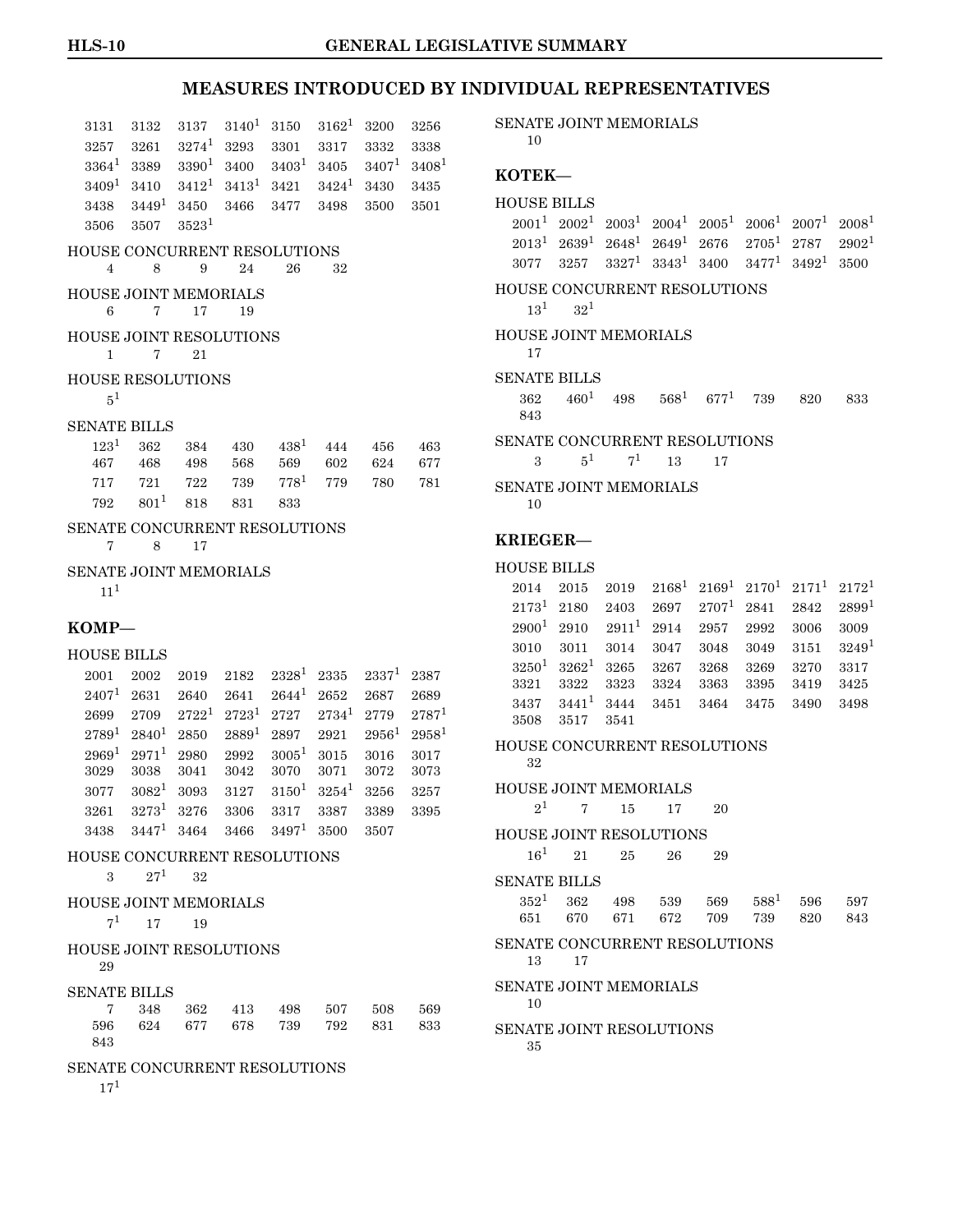## MEASURES INTRODUCED BY INDIVIDUAL REPRESENTATIVES

3131 3132 3137 3140[1] 3150 3162[1] 3200 3256
3257 3261 3274[1] 3293 3301 3317 3332 3338
3364[1] 3389 3390[1] 3400 3403[1] 3405 3407[1] 3408[1]
3409[1] 3410 3412[1] 3413[1] 3421 3424[1] 3430 3435
3438 3449[1] 3450 3466 3477 3498 3500 3501
3506 3507 3523[1]

HOUSE CONCURRENT RESOLUTIONS
4 8 9 24 26 32

HOUSE JOINT MEMORIALS
6 7 17 19

HOUSE JOINT RESOLUTIONS
1 7 21

HOUSE RESOLUTIONS
5[1]

SENATE BILLS
123[1] 362 384 430 438[1] 444 456 463
467 468 498 568 569 602 624 677
717 721 722 739 778[1] 779 780 781
792 801[1] 818 831 833

SENATE CONCURRENT RESOLUTIONS
7 8 17

SENATE JOINT MEMORIALS
11[1]

### KOMP—

HOUSE BILLS
2001 2002 2019 2182 2328[1] 2335 2337[1] 2387
2407[1] 2631 2640 2641 2644[1] 2652 2687 2689
2699 2709 2722[1] 2723[1] 2727 2734[1] 2779 2787[1]
2789[1] 2840[1] 2850 2889[1] 2897 2921 2956[1] 2958[1]
2969[1] 2971[1] 2980 2992 3005[1] 3015 3016 3017
3029 3038 3041 3042 3070 3071 3072 3073
3077 3082[1] 3093 3127 3150[1] 3254[1] 3256 3257
3261 3273[1] 3276 3306 3317 3387 3389 3395
3438 3447[1] 3464 3466 3497[1] 3500 3507

HOUSE CONCURRENT RESOLUTIONS
3 27[1] 32

HOUSE JOINT MEMORIALS
7[1] 17 19

HOUSE JOINT RESOLUTIONS
29

SENATE BILLS
7 348 362 413 498 507 508 569
596 624 677 678 739 792 831 833
843

SENATE CONCURRENT RESOLUTIONS
17[1]

SENATE JOINT MEMORIALS
10

### KOTEK—

HOUSE BILLS
2001[1] 2002[1] 2003[1] 2004[1] 2005[1] 2006[1] 2007[1] 2008[1]
2013[1] 2639[1] 2648[1] 2649[1] 2676 2705[1] 2787 2902[1]
3077 3257 3327[1] 3343[1] 3400 3477[1] 3492[1] 3500

HOUSE CONCURRENT RESOLUTIONS
13[1] 32[1]

HOUSE JOINT MEMORIALS
17

SENATE BILLS
362 460[1] 498 568[1] 677[1] 739 820 833
843

SENATE CONCURRENT RESOLUTIONS
3 5[1] 7[1] 13 17

SENATE JOINT MEMORIALS
10

### KRIEGER—

HOUSE BILLS
2014 2015 2019 2168[1] 2169[1] 2170[1] 2171[1] 2172[1]
2173[1] 2180 2403 2697 2707[1] 2841 2842 2899[1]
2900[1] 2910 2911[1] 2914 2957 2992 3006 3009
3010 3011 3014 3047 3048 3049 3151 3249[1]
3250[1] 3262[1] 3265 3267 3268 3269 3270 3317
3321 3322 3323 3324 3363 3395 3419 3425
3437 3441[1] 3444 3451 3464 3475 3490 3498
3508 3517 3541

HOUSE CONCURRENT RESOLUTIONS
32

HOUSE JOINT MEMORIALS
2[1] 7 15 17 20

HOUSE JOINT RESOLUTIONS
16[1] 21 25 26 29

SENATE BILLS
352[1] 362 498 539 569 588[1] 596 597
651 670 671 672 709 739 820 843

SENATE CONCURRENT RESOLUTIONS
13 17

SENATE JOINT MEMORIALS
10

SENATE JOINT RESOLUTIONS
35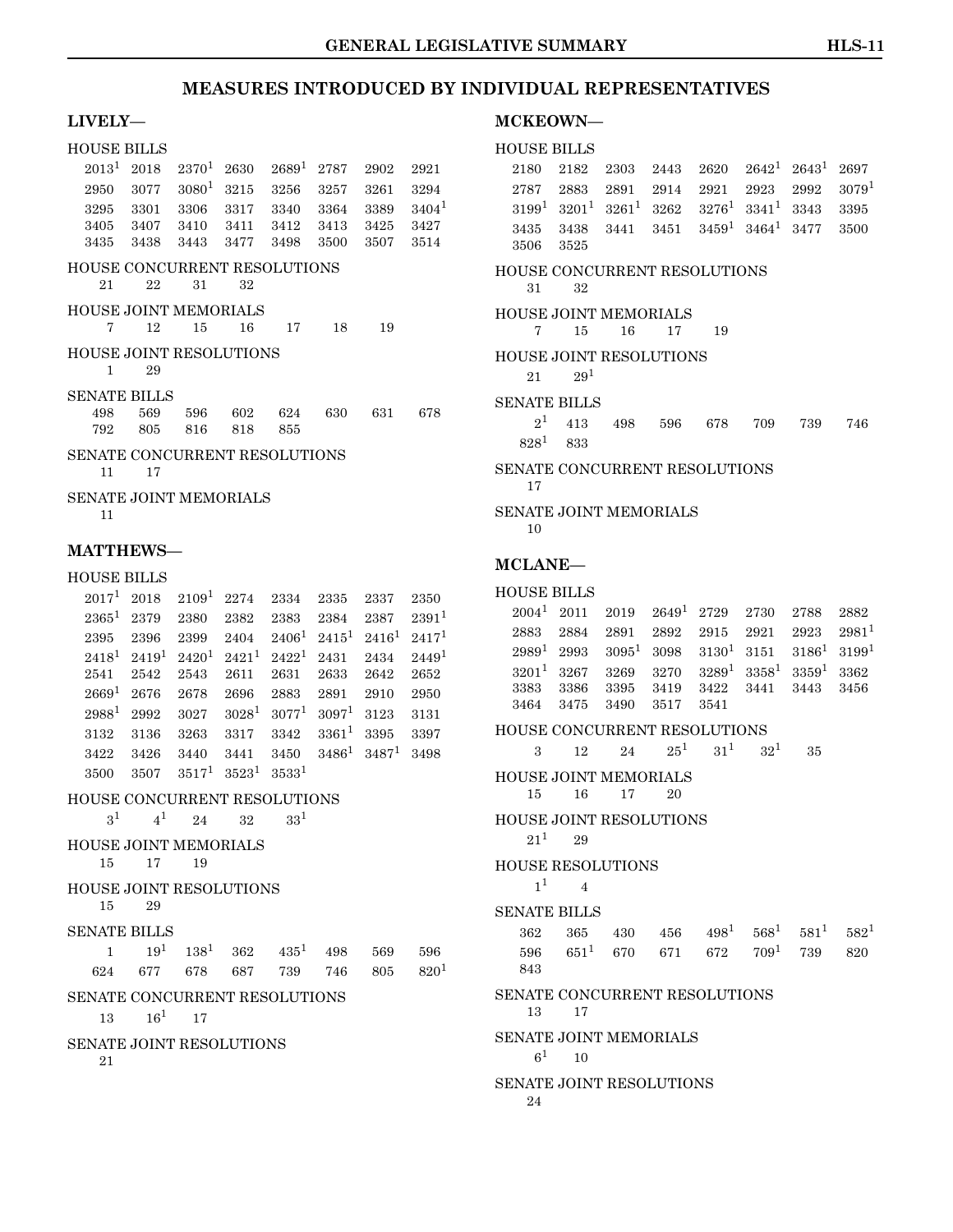# MEASURES INTRODUCED BY INDIVIDUAL REPRESENTATIVES

## LIVELY—

HOUSE BILLS

2013[1] 2018 2370[1] 2630 2689[1] 2787 2902 2921
2950 3077 3080[1] 3215 3256 3257 3261 3294
3295 3301 3306 3317 3340 3364 3389 3404[1]
3405 3407 3410 3411 3412 3413 3425 3427
3435 3438 3443 3477 3498 3500 3507 3514

HOUSE CONCURRENT RESOLUTIONS

21 22 31 32

HOUSE JOINT MEMORIALS

7 12 15 16 17 18 19

HOUSE JOINT RESOLUTIONS

1 29

SENATE BILLS

498 569 596 602 624 630 631 678
792 805 816 818 855

SENATE CONCURRENT RESOLUTIONS

11 17

SENATE JOINT MEMORIALS

11

## MATTHEWS—

HOUSE BILLS

2017[1] 2018 2109[1] 2274 2334 2335 2337 2350
2365[1] 2379 2380 2382 2383 2384 2387 2391[1]
2395 2396 2399 2404 2406[1] 2415[1] 2416[1] 2417[1]
2418[1] 2419[1] 2420[1] 2421[1] 2422[1] 2431 2434 2449[1]
2541 2542 2543 2611 2631 2633 2642 2652
2669[1] 2676 2678 2696 2883 2891 2910 2950
2988[1] 2992 3027 3028[1] 3077[1] 3097[1] 3123 3131
3132 3136 3263 3317 3342 3361[1] 3395 3397
3422 3426 3440 3441 3450 3486[1] 3487[1] 3498
3500 3507 3517[1] 3523[1] 3533[1]

HOUSE CONCURRENT RESOLUTIONS

3[1] 4[1] 24 32 33[1]

HOUSE JOINT MEMORIALS

15 17 19

HOUSE JOINT RESOLUTIONS

15 29

SENATE BILLS

1 19[1] 138[1] 362 435[1] 498 569 596
624 677 678 687 739 746 805 820[1]

SENATE CONCURRENT RESOLUTIONS

13 16[1] 17

SENATE JOINT RESOLUTIONS

21

## MCKEOWN—

HOUSE BILLS

2180 2182 2303 2443 2620 2642[1] 2643[1] 2697
2787 2883 2891 2914 2921 2923 2992 3079[1]
3199[1] 3201[1] 3261[1] 3262 3276[1] 3341[1] 3343 3395
3435 3438 3441 3451 3459[1] 3464[1] 3477 3500
3506 3525

HOUSE CONCURRENT RESOLUTIONS

31 32

HOUSE JOINT MEMORIALS

7 15 16 17 19

HOUSE JOINT RESOLUTIONS

21 29[1]

SENATE BILLS

2[1] 413 498 596 678 709 739 746
828[1] 833

SENATE CONCURRENT RESOLUTIONS

17

SENATE JOINT MEMORIALS

10

## MCLANE—

HOUSE BILLS

2004[1] 2011 2019 2649[1] 2729 2730 2788 2882
2883 2884 2891 2892 2915 2921 2923 2981[1]
2989[1] 2993 3095[1] 3098 3130[1] 3151 3186[1] 3199[1]
3201[1] 3267 3269 3270 3289[1] 3358[1] 3359[1] 3362
3383 3386 3395 3419 3422 3441 3443 3456
3464 3475 3490 3517 3541

HOUSE CONCURRENT RESOLUTIONS

3 12 24 25[1] 31[1] 32[1] 35

HOUSE JOINT MEMORIALS

15 16 17 20

HOUSE JOINT RESOLUTIONS

21[1] 29

HOUSE RESOLUTIONS

1[1] 4

SENATE BILLS

362 365 430 456 498[1] 568[1] 581[1] 582[1]
596 651[1] 670 671 672 709[1] 739 820
843

SENATE CONCURRENT RESOLUTIONS

13 17

SENATE JOINT MEMORIALS

6[1] 10

SENATE JOINT RESOLUTIONS

24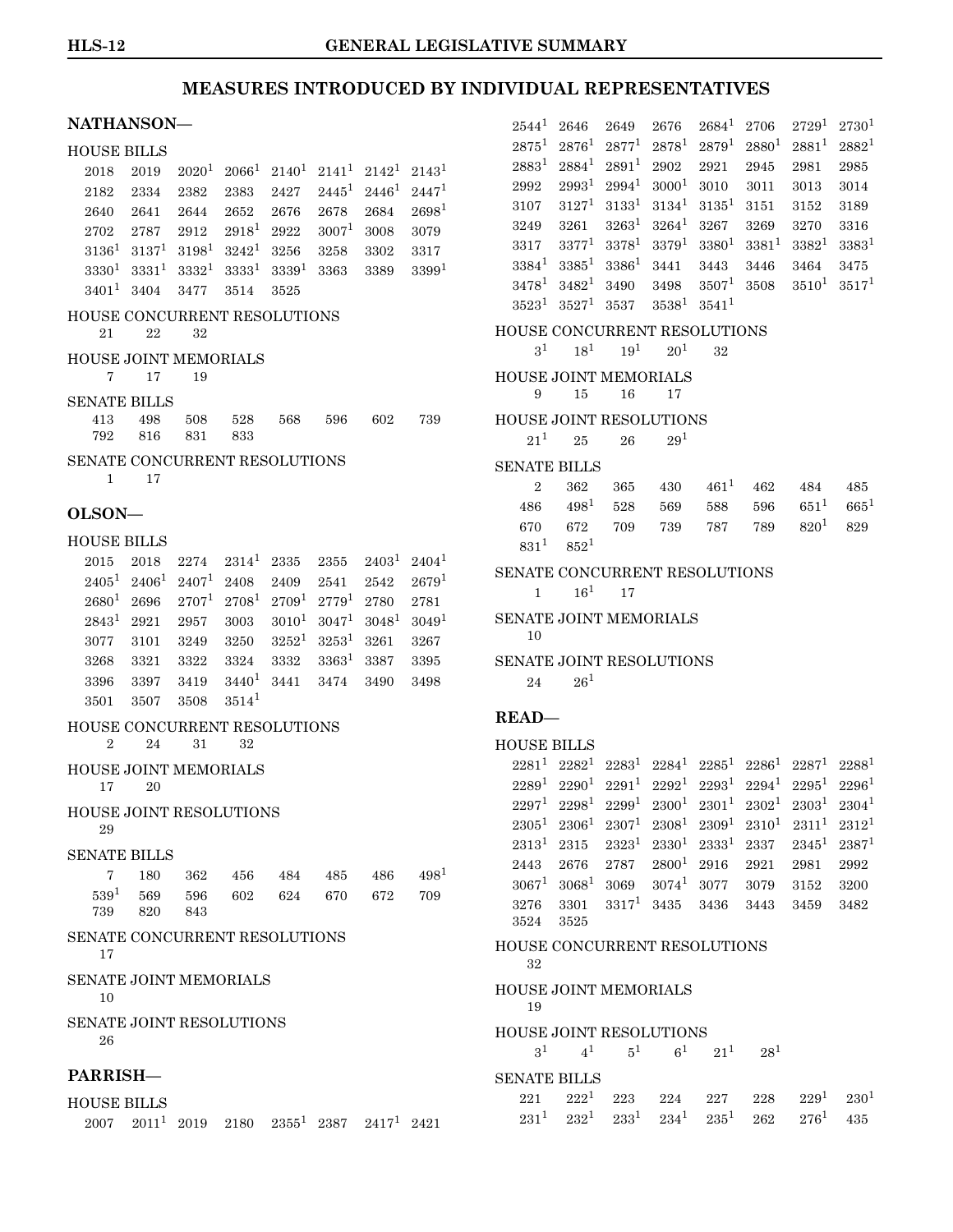# MEASURES INTRODUCED BY INDIVIDUAL REPRESENTATIVES

## NATHANSON—

HOUSE BILLS

2018 2019 2020[1] 2066[1] 2140[1] 2141[1] 2142[1] 2143[1]
2182 2334 2382 2383 2427 2445[1] 2446[1] 2447[1]
2640 2641 2644 2652 2676 2678 2684 2698[1]
2702 2787 2912 2918[1] 2922 3007[1] 3008 3079
3136[1] 3137[1] 3198[1] 3242[1] 3256 3258 3302 3317
3330[1] 3331[1] 3332[1] 3333[1] 3339[1] 3363 3389 3399[1]
3401[1] 3404 3477 3514 3525

HOUSE CONCURRENT RESOLUTIONS

21 22 32

HOUSE JOINT MEMORIALS

7 17 19

SENATE BILLS

413 498 508 528 568 596 602 739
792 816 831 833

SENATE CONCURRENT RESOLUTIONS

1 17

## OLSON—

HOUSE BILLS

2015 2018 2274 2314[1] 2335 2355 2403[1] 2404[1]
2405[1] 2406[1] 2407[1] 2408 2409 2541 2542 2679[1]
2680[1] 2696 2707[1] 2708[1] 2709[1] 2779[1] 2780 2781
2843[1] 2921 2957 3003 3010[1] 3047[1] 3048[1] 3049[1]
3077 3101 3249 3250 3252[1] 3253[1] 3261 3267
3268 3321 3322 3324 3332 3363[1] 3387 3395
3396 3397 3419 3440[1] 3441 3474 3490 3498
3501 3507 3508 3514[1]

HOUSE CONCURRENT RESOLUTIONS

2 24 31 32

HOUSE JOINT MEMORIALS

17 20

HOUSE JOINT RESOLUTIONS

29

SENATE BILLS

7 180 362 456 484 485 486 498[1]
539[1] 569 596 602 624 670 672 709
739 820 843

SENATE CONCURRENT RESOLUTIONS

17

SENATE JOINT MEMORIALS

10

SENATE JOINT RESOLUTIONS

26

## PARRISH—

HOUSE BILLS

2007 2011[1] 2019 2180 2355[1] 2387 2417[1] 2421
2544[1] 2646 2649 2676 2684[1] 2706 2729[1] 2730[1]
2875[1] 2876[1] 2877[1] 2878[1] 2879[1] 2880[1] 2881[1] 2882[1]
2883[1] 2884[1] 2891[1] 2902 2921 2945 2981 2985
2992 2993[1] 2994[1] 3000[1] 3010 3011 3013 3014
3107 3127[1] 3133[1] 3134[1] 3135[1] 3151 3152 3189
3249 3261 3263[1] 3264[1] 3267 3269 3270 3316
3317 3377[1] 3378[1] 3379[1] 3380[1] 3381[1] 3382[1] 3383[1]
3384[1] 3385[1] 3386[1] 3441 3443 3446 3464 3475
3478[1] 3482[1] 3490 3498 3507[1] 3508 3510[1] 3517[1]
3523[1] 3527[1] 3537 3538[1] 3541[1]

HOUSE CONCURRENT RESOLUTIONS

3[1] 18[1] 19[1] 20[1] 32

HOUSE JOINT MEMORIALS

9 15 16 17

HOUSE JOINT RESOLUTIONS

21[1] 25 26 29[1]

SENATE BILLS

2 362 365 430 461[1] 462 484 485
486 498[1] 528 569 588 596 651[1] 665[1]
670 672 709 739 787 789 820[1] 829
831[1] 852[1]

SENATE CONCURRENT RESOLUTIONS

1 16[1] 17

SENATE JOINT MEMORIALS

10

SENATE JOINT RESOLUTIONS

24 26[1]

## READ—

HOUSE BILLS

2281[1] 2282[1] 2283[1] 2284[1] 2285[1] 2286[1] 2287[1] 2288[1]
2289[1] 2290[1] 2291[1] 2292[1] 2293[1] 2294[1] 2295[1] 2296[1]
2297[1] 2298[1] 2299[1] 2300[1] 2301[1] 2302[1] 2303[1] 2304[1]
2305[1] 2306[1] 2307[1] 2308[1] 2309[1] 2310[1] 2311[1] 2312[1]
2313[1] 2315 2323[1] 2330[1] 2333[1] 2337 2345[1] 2387[1]
2443 2676 2787 2800[1] 2916 2921 2981 2992
3067[1] 3068[1] 3069 3074[1] 3077 3079 3152 3200
3276 3301 3317[1] 3435 3436 3443 3459 3482
3524 3525

HOUSE CONCURRENT RESOLUTIONS

32

HOUSE JOINT MEMORIALS

19

HOUSE JOINT RESOLUTIONS

3[1] 4[1] 5[1] 6[1] 21[1] 28[1]

SENATE BILLS

221 222[1] 223 224 227 228 229[1] 230[1]
231[1] 232[1] 233[1] 234[1] 235[1] 262 276[1] 435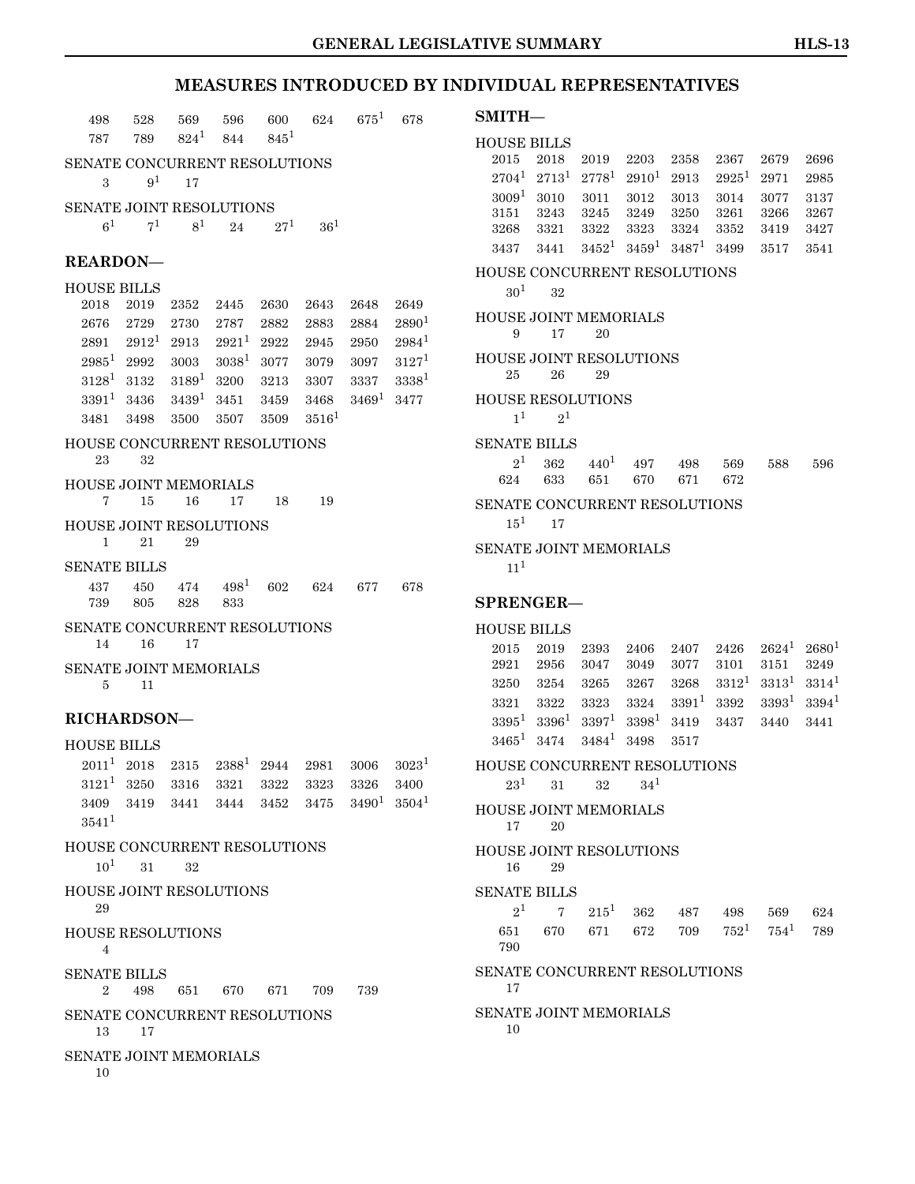## MEASURES INTRODUCED BY INDIVIDUAL REPRESENTATIVES

498 528 569 596 600 624 675[1] 678
787 789 824[1] 844 845[1]

SENATE CONCURRENT RESOLUTIONS
3 9[1] 17

SENATE JOINT RESOLUTIONS
6[1] 7[1] 8[1] 24 27[1] 36[1]

### REARDON—

HOUSE BILLS
2018 2019 2352 2445 2630 2643 2648 2649
2676 2729 2730 2787 2882 2883 2884 2890[1]
2891 2912[1] 2913 2921[1] 2922 2945 2950 2984[1]
2985[1] 2992 3003 3038[1] 3077 3079 3097 3127[1]
3128[1] 3132 3189[1] 3200 3213 3307 3337 3338[1]
3391[1] 3436 3439[1] 3451 3459 3468 3469[1] 3477
3481 3498 3500 3507 3509 3516[1]

HOUSE CONCURRENT RESOLUTIONS
23 32

HOUSE JOINT MEMORIALS
7 15 16 17 18 19

HOUSE JOINT RESOLUTIONS
1 21 29

SENATE BILLS
437 450 474 498[1] 602 624 677 678
739 805 828 833

SENATE CONCURRENT RESOLUTIONS
14 16 17

SENATE JOINT MEMORIALS
5 11

### RICHARDSON—

HOUSE BILLS
2011[1] 2018 2315 2388[1] 2944 2981 3006 3023[1]
3121[1] 3250 3316 3321 3322 3323 3326 3400
3409 3419 3441 3444 3452 3475 3490[1] 3504[1]
3541[1]

HOUSE CONCURRENT RESOLUTIONS
10[1] 31 32

HOUSE JOINT RESOLUTIONS
29

HOUSE RESOLUTIONS
4

SENATE BILLS
2 498 651 670 671 709 739

SENATE CONCURRENT RESOLUTIONS
13 17

SENATE JOINT MEMORIALS
10

### SMITH—

HOUSE BILLS
2015 2018 2019 2203 2358 2367 2679 2696
2704[1] 2713[1] 2778[1] 2910[1] 2913 2925[1] 2971 2985
3009[1] 3010 3011 3012 3013 3014 3077 3137
3151 3243 3245 3249 3250 3261 3266 3267
3268 3321 3322 3323 3324 3352 3419 3427
3437 3441 3452[1] 3459[1] 3487[1] 3499 3517 3541

HOUSE CONCURRENT RESOLUTIONS
30[1] 32

HOUSE JOINT MEMORIALS
9 17 20

HOUSE JOINT RESOLUTIONS
25 26 29

HOUSE RESOLUTIONS
1[1] 2[1]

SENATE BILLS
2[1] 362 440[1] 497 498 569 588 596
624 633 651 670 671 672

SENATE CONCURRENT RESOLUTIONS
15[1] 17

SENATE JOINT MEMORIALS
11[1]

### SPRENGER—

HOUSE BILLS
2015 2019 2393 2406 2407 2426 2624[1] 2680[1]
2921 2956 3047 3049 3077 3101 3151 3249
3250 3254 3265 3267 3268 3312[1] 3313[1] 3314[1]
3321 3322 3323 3324 3391[1] 3392 3393[1] 3394[1]
3395[1] 3396[1] 3397[1] 3398[1] 3419 3437 3440 3441
3465[1] 3474 3484[1] 3498 3517

HOUSE CONCURRENT RESOLUTIONS
23[1] 31 32 34[1]

HOUSE JOINT MEMORIALS
17 20

HOUSE JOINT RESOLUTIONS
16 29

SENATE BILLS
2[1] 7 215[1] 362 487 498 569 624
651 670 671 672 709 752[1] 754[1] 789
790

SENATE CONCURRENT RESOLUTIONS
17

SENATE JOINT MEMORIALS
10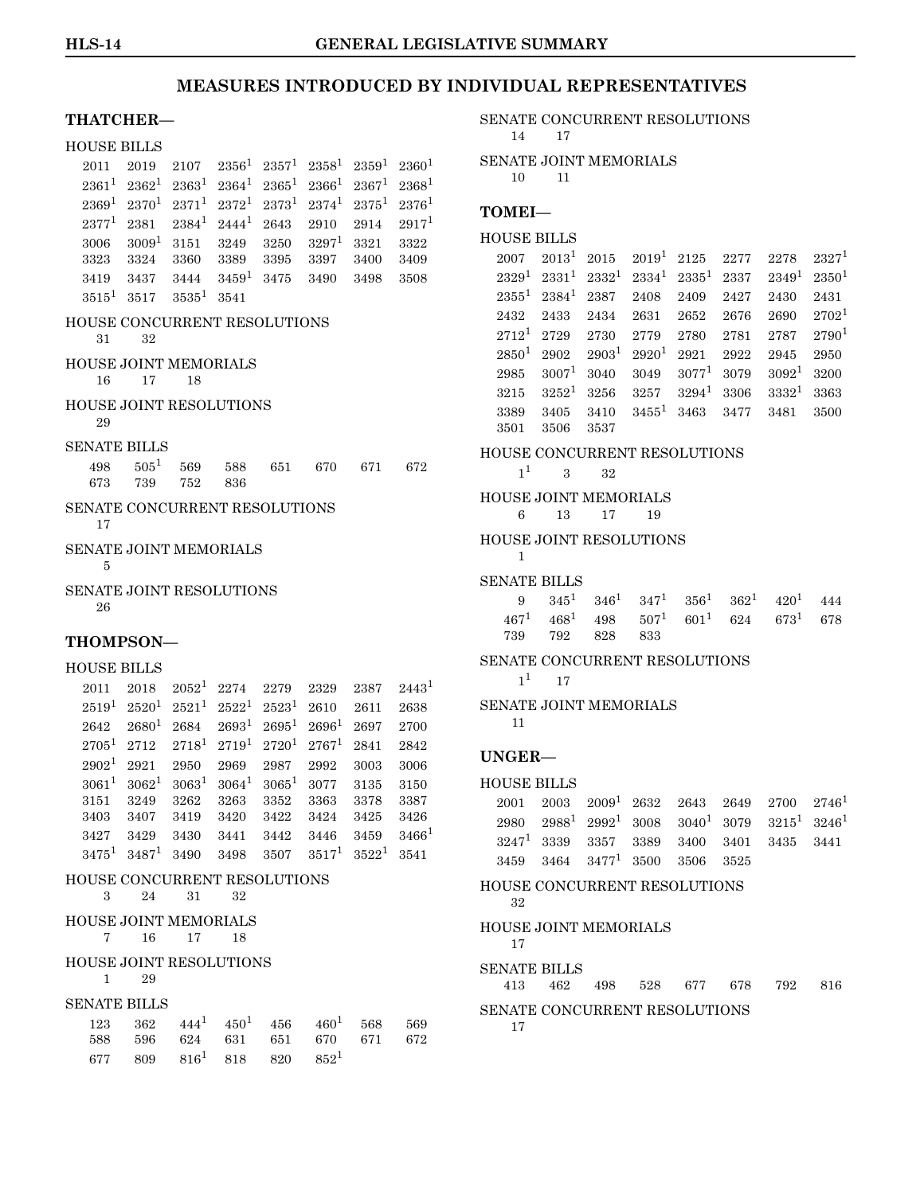# MEASURES INTRODUCED BY INDIVIDUAL REPRESENTATIVES

## THATCHER—

HOUSE BILLS

2011 2019 2107 2356[1] 2357[1] 2358[1] 2359[1] 2360[1] 2361[1] 2362[1] 2363[1] 2364[1] 2365[1] 2366[1] 2367[1] 2368[1] 2369[1] 2370[1] 2371[1] 2372[1] 2373[1] 2374[1] 2375[1] 2376[1] 2377[1] 2381 2384[1] 2444[1] 2643 2910 2914 2917[1] 3006 3009[1] 3151 3249 3250 3297[1] 3321 3322 3323 3324 3360 3389 3395 3397 3400 3409 3419 3437 3444 3459[1] 3475 3490 3498 3508 3515[1] 3517 3535[1] 3541

HOUSE CONCURRENT RESOLUTIONS

31 32

HOUSE JOINT MEMORIALS

16 17 18

HOUSE JOINT RESOLUTIONS

29

SENATE BILLS

498 505[1] 569 588 651 670 671 672 673 739 752 836

SENATE CONCURRENT RESOLUTIONS

17

SENATE JOINT MEMORIALS

5

SENATE JOINT RESOLUTIONS

26

## THOMPSON—

HOUSE BILLS

2011 2018 2052[1] 2274 2279 2329 2387 2443[1] 2519[1] 2520[1] 2521[1] 2522[1] 2523[1] 2610 2611 2638 2642 2680[1] 2684 2693[1] 2695[1] 2696[1] 2697 2700 2705[1] 2712 2718[1] 2719[1] 2720[1] 2767[1] 2841 2842 2902[1] 2921 2950 2969 2987 2992 3003 3006 3061[1] 3062[1] 3063[1] 3064[1] 3065[1] 3077 3135 3150 3151 3249 3262 3263 3352 3363 3378 3387 3403 3407 3419 3420 3422 3424 3425 3426 3427 3429 3430 3441 3442 3446 3459 3466[1] 3475[1] 3487[1] 3490 3498 3507 3517[1] 3522[1] 3541

HOUSE CONCURRENT RESOLUTIONS

3 24 31 32

HOUSE JOINT MEMORIALS

7 16 17 18

HOUSE JOINT RESOLUTIONS

1 29

SENATE BILLS

123 362 444[1] 450[1] 456 460[1] 568 569 588 596 624 631 651 670 671 672 677 809 816[1] 818 820 852[1]

SENATE CONCURRENT RESOLUTIONS

14 17

SENATE JOINT MEMORIALS

10 11

## TOMEI—

HOUSE BILLS

2007 2013[1] 2015 2019[1] 2125 2277 2278 2327[1] 2329[1] 2331[1] 2332[1] 2334[1] 2335[1] 2337 2349[1] 2350[1] 2355[1] 2384[1] 2387 2408 2409 2427 2430 2431 2432 2433 2434 2631 2652 2676 2690 2702[1] 2712[1] 2729 2730 2779 2780 2781 2787 2790[1] 2850[1] 2902 2903[1] 2920[1] 2921 2922 2945 2950 2985 3007[1] 3040 3049 3077[1] 3079 3092[1] 3200 3215 3252[1] 3256 3257 3294[1] 3306 3332[1] 3363 3389 3405 3410 3455[1] 3463 3477 3481 3500 3501 3506 3537

HOUSE CONCURRENT RESOLUTIONS

1[1] 3 32

HOUSE JOINT MEMORIALS

6 13 17 19

HOUSE JOINT RESOLUTIONS

1

SENATE BILLS

9 345[1] 346[1] 347[1] 356[1] 362[1] 420[1] 444 467[1] 468[1] 498 507[1] 601[1] 624 673[1] 678 739 792 828 833

SENATE CONCURRENT RESOLUTIONS

1[1] 17

SENATE JOINT MEMORIALS

11

## UNGER—

HOUSE BILLS

2001 2003 2009[1] 2632 2643 2649 2700 2746[1] 2980 2988[1] 2992[1] 3008 3040[1] 3079 3215[1] 3246[1] 3247[1] 3339 3357 3389 3400 3401 3435 3441 3459 3464 3477[1] 3500 3506 3525

HOUSE CONCURRENT RESOLUTIONS

32

HOUSE JOINT MEMORIALS

17

SENATE BILLS

413 462 498 528 677 678 792 816

SENATE CONCURRENT RESOLUTIONS

17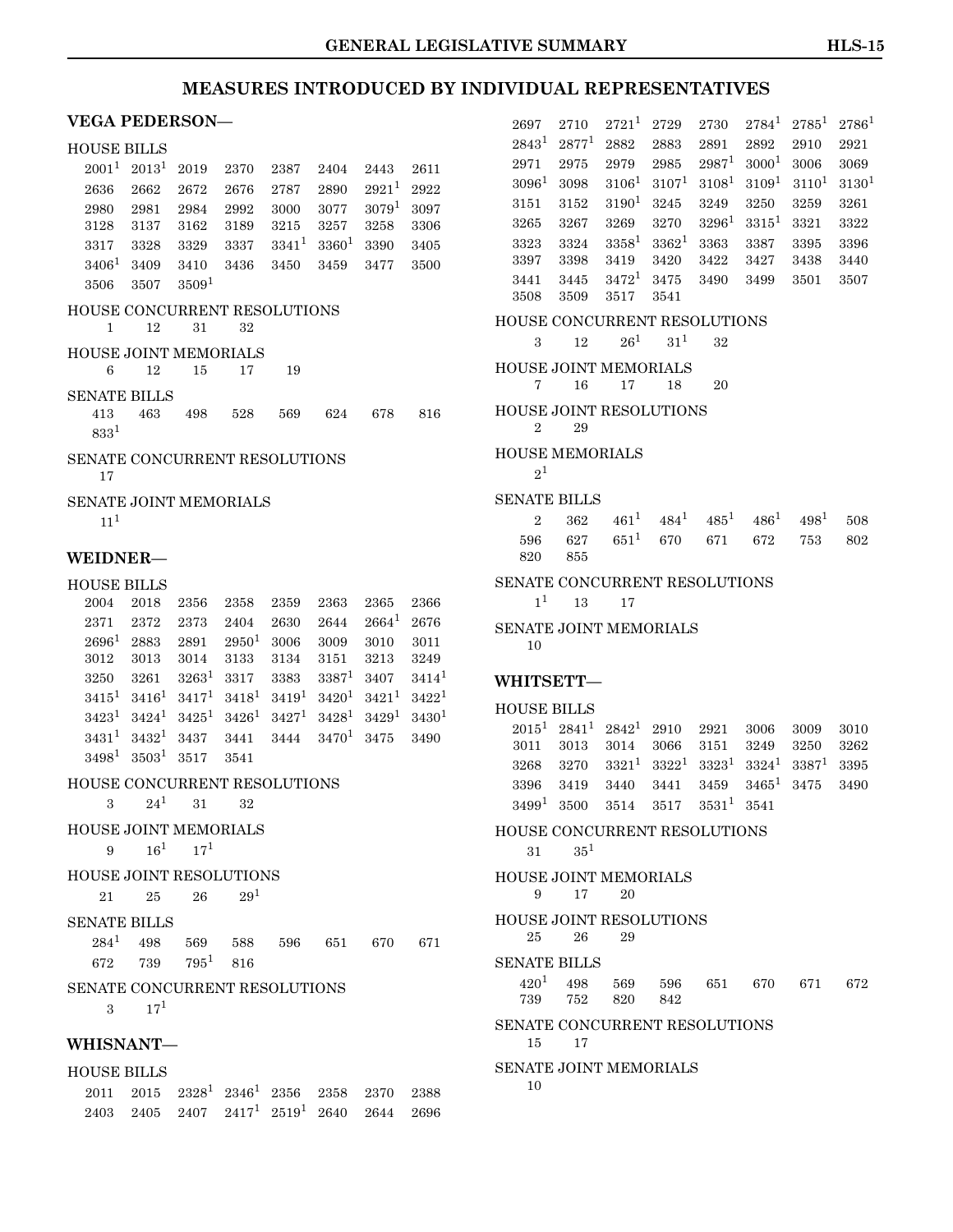# MEASURES INTRODUCED BY INDIVIDUAL REPRESENTATIVES

## VEGA PEDERSON—

HOUSE BILLS

2001[1] 2013[1] 2019 2370 2387 2404 2443 2611 2636 2662 2672 2676 2787 2890 2921[1] 2922 2980 2981 2984 2992 3000 3077 3079[1] 3097 3128 3137 3162 3189 3215 3257 3258 3306 3317 3328 3329 3337 3341[1] 3360[1] 3390 3405 3406[1] 3409 3410 3436 3450 3459 3477 3500 3506 3507 3509[1]

HOUSE CONCURRENT RESOLUTIONS

1 12 31 32

HOUSE JOINT MEMORIALS

6 12 15 17 19

SENATE BILLS

413 463 498 528 569 624 678 816 833[1]

SENATE CONCURRENT RESOLUTIONS

17

SENATE JOINT MEMORIALS

11[1]

## WEIDNER—

HOUSE BILLS

2004 2018 2356 2358 2359 2363 2365 2366 2371 2372 2373 2404 2630 2644 2664[1] 2676 2696[1] 2883 2891 2950[1] 3006 3009 3010 3011 3012 3013 3014 3133 3134 3151 3213 3249 3250 3261 3263[1] 3317 3383 3387[1] 3407 3414[1] 3415[1] 3416[1] 3417[1] 3418[1] 3419[1] 3420[1] 3421[1] 3422[1] 3423[1] 3424[1] 3425[1] 3426[1] 3427[1] 3428[1] 3429[1] 3430[1] 3431[1] 3432[1] 3437 3441 3444 3470[1] 3475 3490 3498[1] 3503[1] 3517 3541

HOUSE CONCURRENT RESOLUTIONS

3 24[1] 31 32

HOUSE JOINT MEMORIALS

9 16[1] 17[1]

HOUSE JOINT RESOLUTIONS

21 25 26 29[1]

SENATE BILLS

284[1] 498 569 588 596 651 670 671 672 739 795[1] 816

SENATE CONCURRENT RESOLUTIONS

3 17[1]

## WHISNANT—

HOUSE BILLS

2011 2015 2328[1] 2346[1] 2356 2358 2370 2388 2403 2405 2407 2417[1] 2519[1] 2640 2644 2696 2697 2710 2721[1] 2729 2730 2784[1] 2785[1] 2786[1] 2843[1] 2877[1] 2882 2883 2891 2892 2910 2921 2971 2975 2979 2985 2987[1] 3000[1] 3006 3069 3096[1] 3098 3106[1] 3107[1] 3108[1] 3109[1] 3110[1] 3130[1] 3151 3152 3190[1] 3245 3249 3250 3259 3261 3265 3267 3269 3270 3296[1] 3315[1] 3321 3322 3323 3324 3358[1] 3362[1] 3363 3387 3395 3396 3397 3398 3419 3420 3422 3427 3438 3440 3441 3445 3472[1] 3475 3490 3499 3501 3507 3508 3509 3517 3541

HOUSE CONCURRENT RESOLUTIONS

3 12 26[1] 31[1] 32

HOUSE JOINT MEMORIALS

7 16 17 18 20

HOUSE JOINT RESOLUTIONS

2 29

HOUSE MEMORIALS

2[1]

SENATE BILLS

2 362 461[1] 484[1] 485[1] 486[1] 498[1] 508 596 627 651[1] 670 671 672 753 802 820 855

SENATE CONCURRENT RESOLUTIONS

1[1] 13 17

SENATE JOINT MEMORIALS

10

## WHITSETT—

HOUSE BILLS

2015[1] 2841[1] 2842[1] 2910 2921 3006 3009 3010 3011 3013 3014 3066 3151 3249 3250 3262 3268 3270 3321[1] 3322[1] 3323[1] 3324[1] 3387[1] 3395 3396 3419 3440 3441 3459 3465[1] 3475 3490 3499[1] 3500 3514 3517 3531[1] 3541

HOUSE CONCURRENT RESOLUTIONS

31 35[1]

HOUSE JOINT MEMORIALS

9 17 20

HOUSE JOINT RESOLUTIONS

25 26 29

SENATE BILLS

420[1] 498 569 596 651 670 671 672 739 752 820 842

SENATE CONCURRENT RESOLUTIONS

15 17

SENATE JOINT MEMORIALS

10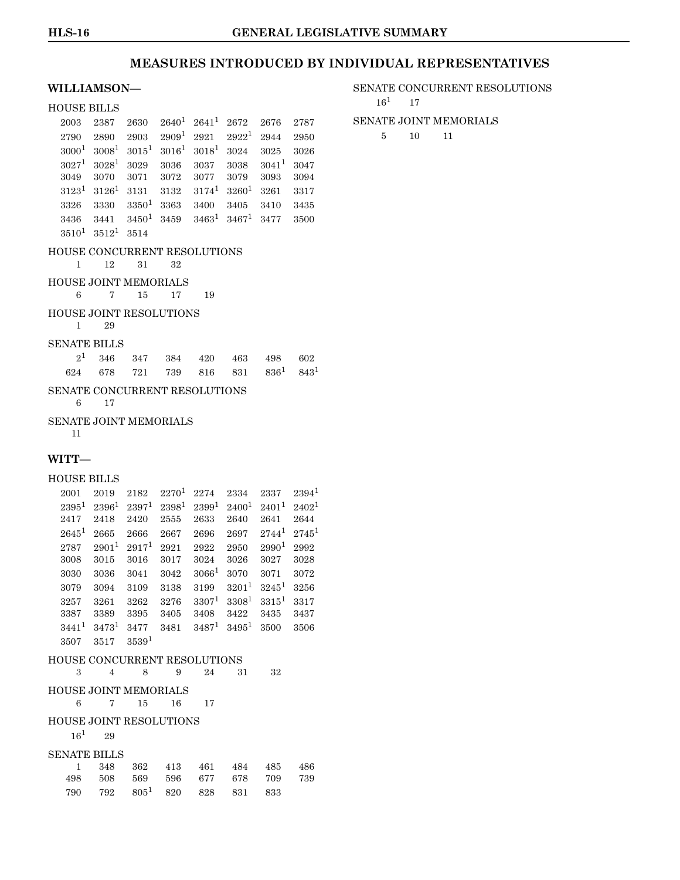# MEASURES INTRODUCED BY INDIVIDUAL REPRESENTATIVES

## WILLIAMSON—

HOUSE BILLS

2003 2387 2630 2640[1] 2641[1] 2672 2676 2787
2790 2890 2903 2909[1] 2921 2922[1] 2944 2950
3000[1] 3008[1] 3015[1] 3016[1] 3018[1] 3024 3025 3026
3027[1] 3028[1] 3029 3036 3037 3038 3041[1] 3047
3049 3070 3071 3072 3077 3079 3093 3094
3123[1] 3126[1] 3131 3132 3174[1] 3260[1] 3261 3317
3326 3330 3350[1] 3363 3400 3405 3410 3435
3436 3441 3450[1] 3459 3463[1] 3467[1] 3477 3500
3510[1] 3512[1] 3514

HOUSE CONCURRENT RESOLUTIONS

1 12 31 32

HOUSE JOINT MEMORIALS

6 7 15 17 19

HOUSE JOINT RESOLUTIONS

1 29

SENATE BILLS

2[1] 346 347 384 420 463 498 602
624 678 721 739 816 831 836[1] 843[1]

SENATE CONCURRENT RESOLUTIONS

6 17

SENATE JOINT MEMORIALS

11

## WITT—

HOUSE BILLS

2001 2019 2182 2270[1] 2274 2334 2337 2394[1]
2395[1] 2396[1] 2397[1] 2398[1] 2399[1] 2400[1] 2401[1] 2402[1]
2417 2418 2420 2555 2633 2640 2641 2644
2645[1] 2665 2666 2667 2696 2697 2744[1] 2745[1]
2787 2901[1] 2917[1] 2921 2922 2950 2990[1] 2992
3008 3015 3016 3017 3024 3026 3027 3028
3030 3036 3041 3042 3066[1] 3070 3071 3072
3079 3094 3109 3138 3199 3201[1] 3245[1] 3256
3257 3261 3262 3276 3307[1] 3308[1] 3315[1] 3317
3387 3389 3395 3405 3408 3422 3435 3437
3441[1] 3473[1] 3477 3481 3487[1] 3495[1] 3500 3506
3507 3517 3539[1]

HOUSE CONCURRENT RESOLUTIONS

3 4 8 9 24 31 32

HOUSE JOINT MEMORIALS

6 7 15 16 17

HOUSE JOINT RESOLUTIONS

16[1] 29

SENATE BILLS

1 348 362 413 461 484 485 486
498 508 569 596 677 678 709 739
790 792 805[1] 820 828 831 833

SENATE CONCURRENT RESOLUTIONS

16[1] 17

SENATE JOINT MEMORIALS

5 10 11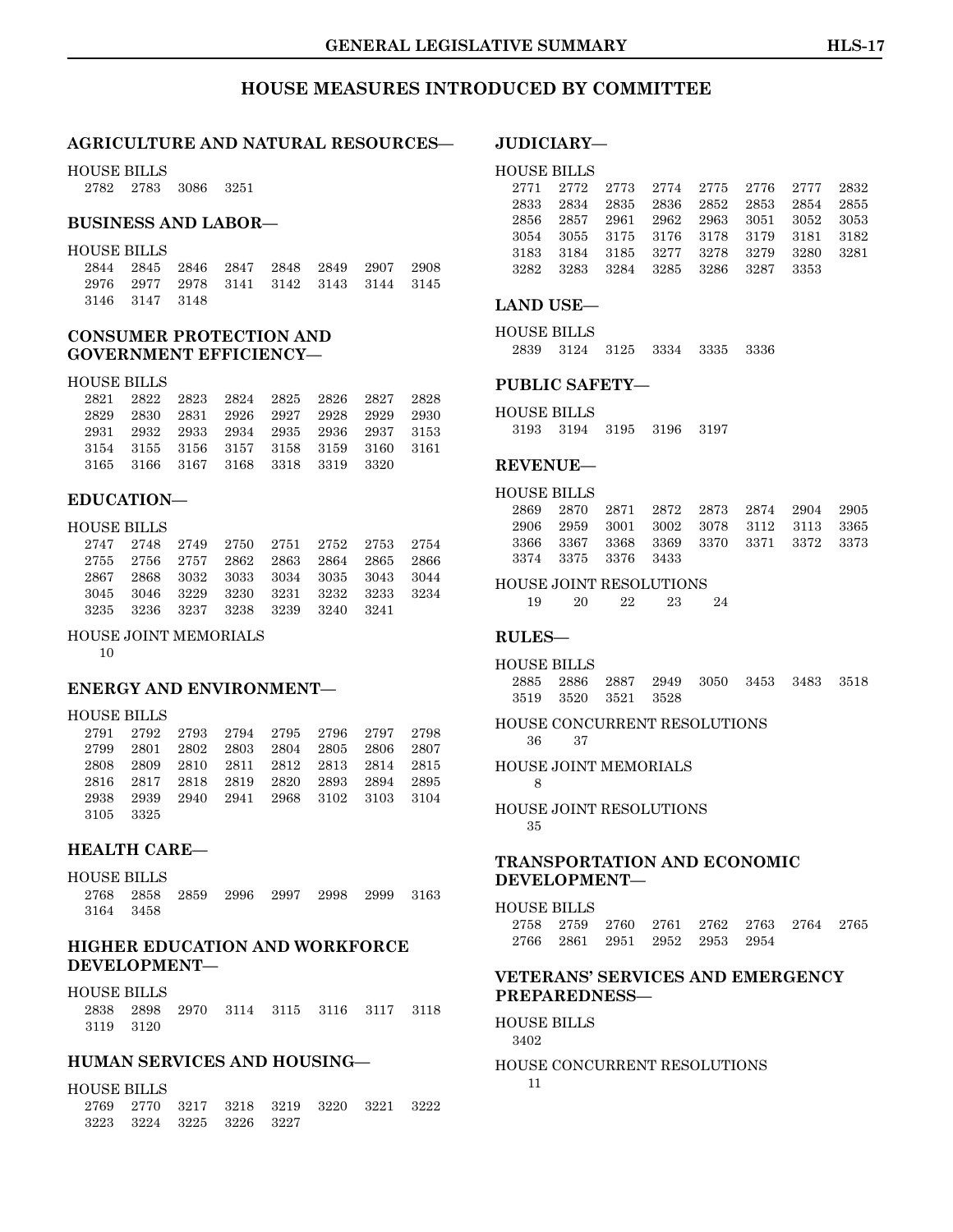# HOUSE MEASURES INTRODUCED BY COMMITTEE

## AGRICULTURE AND NATURAL RESOURCES—

HOUSE BILLS

2782 2783 3086 3251

## BUSINESS AND LABOR—

HOUSE BILLS

2844 2845 2846 2847 2848 2849 2907 2908
2976 2977 2978 3141 3142 3143 3144 3145
3146 3147 3148

## CONSUMER PROTECTION AND GOVERNMENT EFFICIENCY—

HOUSE BILLS

2821 2822 2823 2824 2825 2826 2827 2828
2829 2830 2831 2926 2927 2928 2929 2930
2931 2932 2933 2934 2935 2936 2937 3153
3154 3155 3156 3157 3158 3159 3160 3161
3165 3166 3167 3168 3318 3319 3320

## EDUCATION—

HOUSE BILLS

2747 2748 2749 2750 2751 2752 2753 2754
2755 2756 2757 2862 2863 2864 2865 2866
2867 2868 3032 3033 3034 3035 3043 3044
3045 3046 3229 3230 3231 3232 3233 3234
3235 3236 3237 3238 3239 3240 3241

HOUSE JOINT MEMORIALS

10

## ENERGY AND ENVIRONMENT—

HOUSE BILLS

2791 2792 2793 2794 2795 2796 2797 2798
2799 2801 2802 2803 2804 2805 2806 2807
2808 2809 2810 2811 2812 2813 2814 2815
2816 2817 2818 2819 2820 2893 2894 2895
2938 2939 2940 2941 2968 3102 3103 3104
3105 3325

## HEALTH CARE—

HOUSE BILLS

2768 2858 2859 2996 2997 2998 2999 3163
3164 3458

## HIGHER EDUCATION AND WORKFORCE DEVELOPMENT—

HOUSE BILLS

2838 2898 2970 3114 3115 3116 3117 3118
3119 3120

## HUMAN SERVICES AND HOUSING—

HOUSE BILLS

2769 2770 3217 3218 3219 3220 3221 3222
3223 3224 3225 3226 3227

## JUDICIARY—

HOUSE BILLS

2771 2772 2773 2774 2775 2776 2777 2832
2833 2834 2835 2836 2852 2853 2854 2855
2856 2857 2961 2962 2963 3051 3052 3053
3054 3055 3175 3176 3178 3179 3181 3182
3183 3184 3185 3277 3278 3279 3280 3281
3282 3283 3284 3285 3286 3287 3353

## LAND USE—

HOUSE BILLS

2839 3124 3125 3334 3335 3336

## PUBLIC SAFETY—

HOUSE BILLS

3193 3194 3195 3196 3197

## REVENUE—

HOUSE BILLS

2869 2870 2871 2872 2873 2874 2904 2905
2906 2959 3001 3002 3078 3112 3113 3365
3366 3367 3368 3369 3370 3371 3372 3373
3374 3375 3376 3433

HOUSE JOINT RESOLUTIONS

19 20 22 23 24

## RULES—

HOUSE BILLS

2885 2886 2887 2949 3050 3453 3483 3518
3519 3520 3521 3528

HOUSE CONCURRENT RESOLUTIONS

36 37

HOUSE JOINT MEMORIALS

8

HOUSE JOINT RESOLUTIONS

35

## TRANSPORTATION AND ECONOMIC DEVELOPMENT—

HOUSE BILLS

2758 2759 2760 2761 2762 2763 2764 2765
2766 2861 2951 2952 2953 2954

## VETERANS' SERVICES AND EMERGENCY PREPAREDNESS—

HOUSE BILLS

3402

HOUSE CONCURRENT RESOLUTIONS

11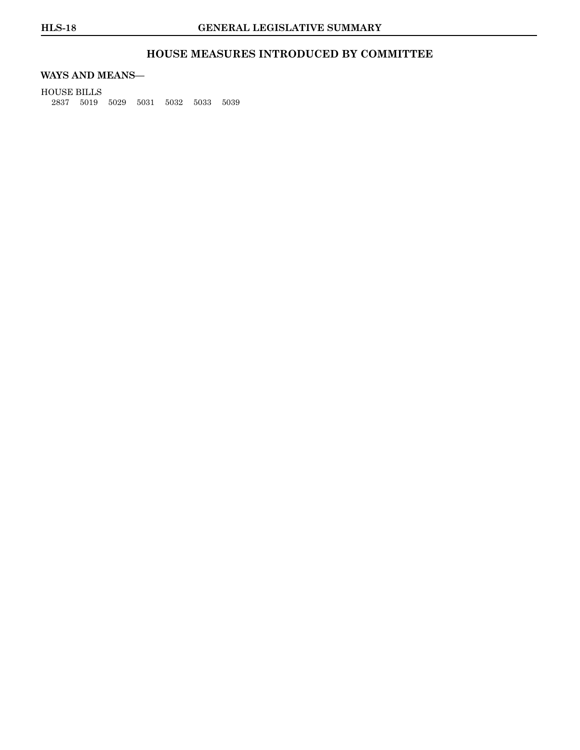## HOUSE MEASURES INTRODUCED BY COMMITTEE

**WAYS AND MEANS—**

HOUSE BILLS

2837 5019 5029 5031 5032 5033 5039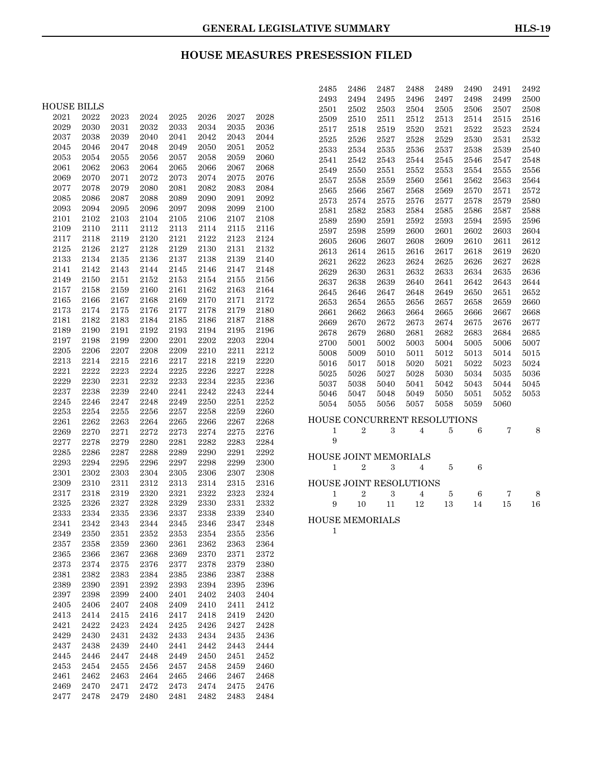# HOUSE MEASURES PRESESSION FILED

## HOUSE BILLS

2021 2022 2023 2024 2025 2026 2027 2028
2029 2030 2031 2032 2033 2034 2035 2036
2037 2038 2039 2040 2041 2042 2043 2044
2045 2046 2047 2048 2049 2050 2051 2052
2053 2054 2055 2056 2057 2058 2059 2060
2061 2062 2063 2064 2065 2066 2067 2068
2069 2070 2071 2072 2073 2074 2075 2076
2077 2078 2079 2080 2081 2082 2083 2084
2085 2086 2087 2088 2089 2090 2091 2092
2093 2094 2095 2096 2097 2098 2099 2100
2101 2102 2103 2104 2105 2106 2107 2108
2109 2110 2111 2112 2113 2114 2115 2116
2117 2118 2119 2120 2121 2122 2123 2124
2125 2126 2127 2128 2129 2130 2131 2132
2133 2134 2135 2136 2137 2138 2139 2140
2141 2142 2143 2144 2145 2146 2147 2148
2149 2150 2151 2152 2153 2154 2155 2156
2157 2158 2159 2160 2161 2162 2163 2164
2165 2166 2167 2168 2169 2170 2171 2172
2173 2174 2175 2176 2177 2178 2179 2180
2181 2182 2183 2184 2185 2186 2187 2188
2189 2190 2191 2192 2193 2194 2195 2196
2197 2198 2199 2200 2201 2202 2203 2204
2205 2206 2207 2208 2209 2210 2211 2212
2213 2214 2215 2216 2217 2218 2219 2220
2221 2222 2223 2224 2225 2226 2227 2228
2229 2230 2231 2232 2233 2234 2235 2236
2237 2238 2239 2240 2241 2242 2243 2244
2245 2246 2247 2248 2249 2250 2251 2252
2253 2254 2255 2256 2257 2258 2259 2260
2261 2262 2263 2264 2265 2266 2267 2268
2269 2270 2271 2272 2273 2274 2275 2276
2277 2278 2279 2280 2281 2282 2283 2284
2285 2286 2287 2288 2289 2290 2291 2292
2293 2294 2295 2296 2297 2298 2299 2300
2301 2302 2303 2304 2305 2306 2307 2308
2309 2310 2311 2312 2313 2314 2315 2316
2317 2318 2319 2320 2321 2322 2323 2324
2325 2326 2327 2328 2329 2330 2331 2332
2333 2334 2335 2336 2337 2338 2339 2340
2341 2342 2343 2344 2345 2346 2347 2348
2349 2350 2351 2352 2353 2354 2355 2356
2357 2358 2359 2360 2361 2362 2363 2364
2365 2366 2367 2368 2369 2370 2371 2372
2373 2374 2375 2376 2377 2378 2379 2380
2381 2382 2383 2384 2385 2386 2387 2388
2389 2390 2391 2392 2393 2394 2395 2396
2397 2398 2399 2400 2401 2402 2403 2404
2405 2406 2407 2408 2409 2410 2411 2412
2413 2414 2415 2416 2417 2418 2419 2420
2421 2422 2423 2424 2425 2426 2427 2428
2429 2430 2431 2432 2433 2434 2435 2436
2437 2438 2439 2440 2441 2442 2443 2444
2445 2446 2447 2448 2449 2450 2451 2452
2453 2454 2455 2456 2457 2458 2459 2460
2461 2462 2463 2464 2465 2466 2467 2468
2469 2470 2471 2472 2473 2474 2475 2476
2477 2478 2479 2480 2481 2482 2483 2484
2485 2486 2487 2488 2489 2490 2491 2492
2493 2494 2495 2496 2497 2498 2499 2500
2501 2502 2503 2504 2505 2506 2507 2508
2509 2510 2511 2512 2513 2514 2515 2516
2517 2518 2519 2520 2521 2522 2523 2524
2525 2526 2527 2528 2529 2530 2531 2532
2533 2534 2535 2536 2537 2538 2539 2540
2541 2542 2543 2544 2545 2546 2547 2548
2549 2550 2551 2552 2553 2554 2555 2556
2557 2558 2559 2560 2561 2562 2563 2564
2565 2566 2567 2568 2569 2570 2571 2572
2573 2574 2575 2576 2577 2578 2579 2580
2581 2582 2583 2584 2585 2586 2587 2588
2589 2590 2591 2592 2593 2594 2595 2596
2597 2598 2599 2600 2601 2602 2603 2604
2605 2606 2607 2608 2609 2610 2611 2612
2613 2614 2615 2616 2617 2618 2619 2620
2621 2622 2623 2624 2625 2626 2627 2628
2629 2630 2631 2632 2633 2634 2635 2636
2637 2638 2639 2640 2641 2642 2643 2644
2645 2646 2647 2648 2649 2650 2651 2652
2653 2654 2655 2656 2657 2658 2659 2660
2661 2662 2663 2664 2665 2666 2667 2668
2669 2670 2672 2673 2674 2675 2676 2677
2678 2679 2680 2681 2682 2683 2684 2685
2700 5001 5002 5003 5004 5005 5006 5007
5008 5009 5010 5011 5012 5013 5014 5015
5016 5017 5018 5020 5021 5022 5023 5024
5025 5026 5027 5028 5030 5034 5035 5036
5037 5038 5040 5041 5042 5043 5044 5045
5046 5047 5048 5049 5050 5051 5052 5053
5054 5055 5056 5057 5058 5059 5060

## HOUSE CONCURRENT RESOLUTIONS

1 2 3 4 5 6 7 8
9

## HOUSE JOINT MEMORIALS

1 2 3 4 5 6

## HOUSE JOINT RESOLUTIONS

1 2 3 4 5 6 7 8
9 10 11 12 13 14 15 16

## HOUSE MEMORIALS

1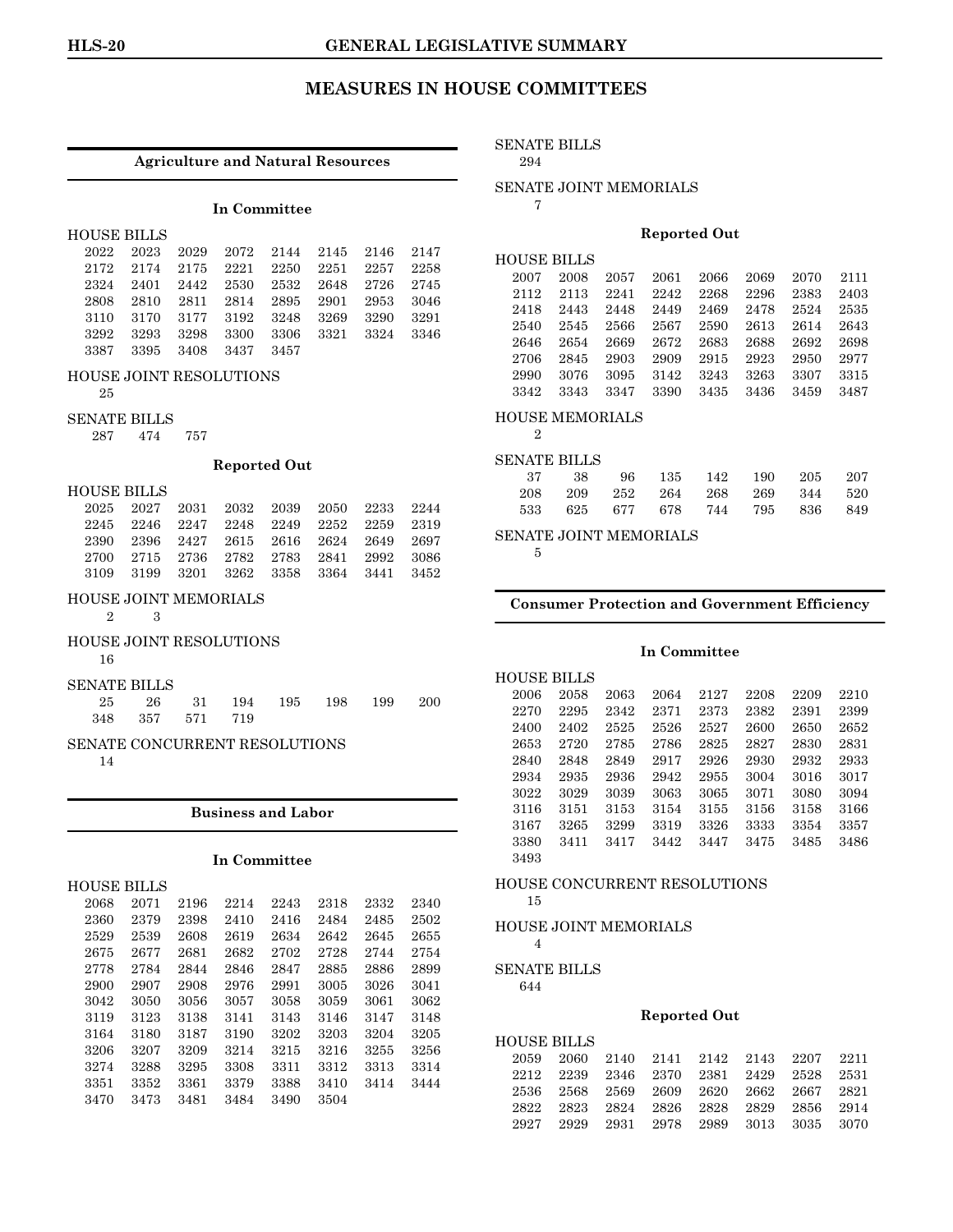# MEASURES IN HOUSE COMMITTEES

## Agriculture and Natural Resources

### In Committee

HOUSE BILLS

2022 2023 2029 2072 2144 2145 2146 2147
2172 2174 2175 2221 2250 2251 2257 2258
2324 2401 2442 2530 2532 2648 2726 2745
2808 2810 2811 2814 2895 2901 2953 3046
3110 3170 3177 3192 3248 3269 3290 3291
3292 3293 3298 3300 3306 3321 3324 3346
3387 3395 3408 3437 3457

HOUSE JOINT RESOLUTIONS

25

SENATE BILLS

287 474 757

### Reported Out

HOUSE BILLS

2025 2027 2031 2032 2039 2050 2233 2244
2245 2246 2247 2248 2249 2252 2259 2319
2390 2396 2427 2615 2616 2624 2649 2697
2700 2715 2736 2782 2783 2841 2992 3086
3109 3199 3201 3262 3358 3364 3441 3452

HOUSE JOINT MEMORIALS

2 3

HOUSE JOINT RESOLUTIONS

16

SENATE BILLS

25 26 31 194 195 198 199 200
348 357 571 719

SENATE CONCURRENT RESOLUTIONS

14

## Business and Labor

### In Committee

HOUSE BILLS

2068 2071 2196 2214 2243 2318 2332 2340
2360 2379 2398 2410 2416 2484 2485 2502
2529 2539 2608 2619 2634 2642 2645 2655
2675 2677 2681 2682 2702 2728 2744 2754
2778 2784 2844 2846 2847 2885 2886 2899
2900 2907 2908 2976 2991 3005 3026 3041
3042 3050 3056 3057 3058 3059 3061 3062
3119 3123 3138 3141 3143 3146 3147 3148
3164 3180 3187 3190 3202 3203 3204 3205
3206 3207 3209 3214 3215 3216 3255 3256
3274 3288 3295 3308 3311 3312 3313 3314
3351 3352 3361 3379 3388 3410 3414 3444
3470 3473 3481 3484 3490 3504

SENATE BILLS

294

SENATE JOINT MEMORIALS

7

### Reported Out

HOUSE BILLS

2007 2008 2057 2061 2066 2069 2070 2111
2112 2113 2241 2242 2268 2296 2383 2403
2418 2443 2448 2449 2469 2478 2524 2535
2540 2545 2566 2567 2590 2613 2614 2643
2646 2654 2669 2672 2683 2688 2692 2698
2706 2845 2903 2909 2915 2923 2950 2977
2990 3076 3095 3142 3243 3263 3307 3315
3342 3343 3347 3390 3435 3436 3459 3487

HOUSE MEMORIALS

2

SENATE BILLS

37 38 96 135 142 190 205 207
208 209 252 264 268 269 344 520
533 625 677 678 744 795 836 849

SENATE JOINT MEMORIALS

5

## Consumer Protection and Government Efficiency

### In Committee

HOUSE BILLS

2006 2058 2063 2064 2127 2208 2209 2210
2270 2295 2342 2371 2373 2382 2391 2399
2400 2402 2525 2526 2527 2600 2650 2652
2653 2720 2785 2786 2825 2827 2830 2831
2840 2848 2849 2917 2926 2930 2932 2933
2934 2935 2936 2942 2955 3004 3016 3017
3022 3029 3039 3063 3065 3071 3080 3094
3116 3151 3153 3154 3155 3156 3158 3166
3167 3265 3299 3319 3326 3333 3354 3357
3380 3411 3417 3442 3447 3475 3485 3486
3493

HOUSE CONCURRENT RESOLUTIONS

15

HOUSE JOINT MEMORIALS

4

SENATE BILLS

644

### Reported Out

HOUSE BILLS

2059 2060 2140 2141 2142 2143 2207 2211
2212 2239 2346 2370 2381 2429 2528 2531
2536 2568 2569 2609 2620 2662 2667 2821
2822 2823 2824 2826 2828 2829 2856 2914
2927 2929 2931 2978 2989 3013 3035 3070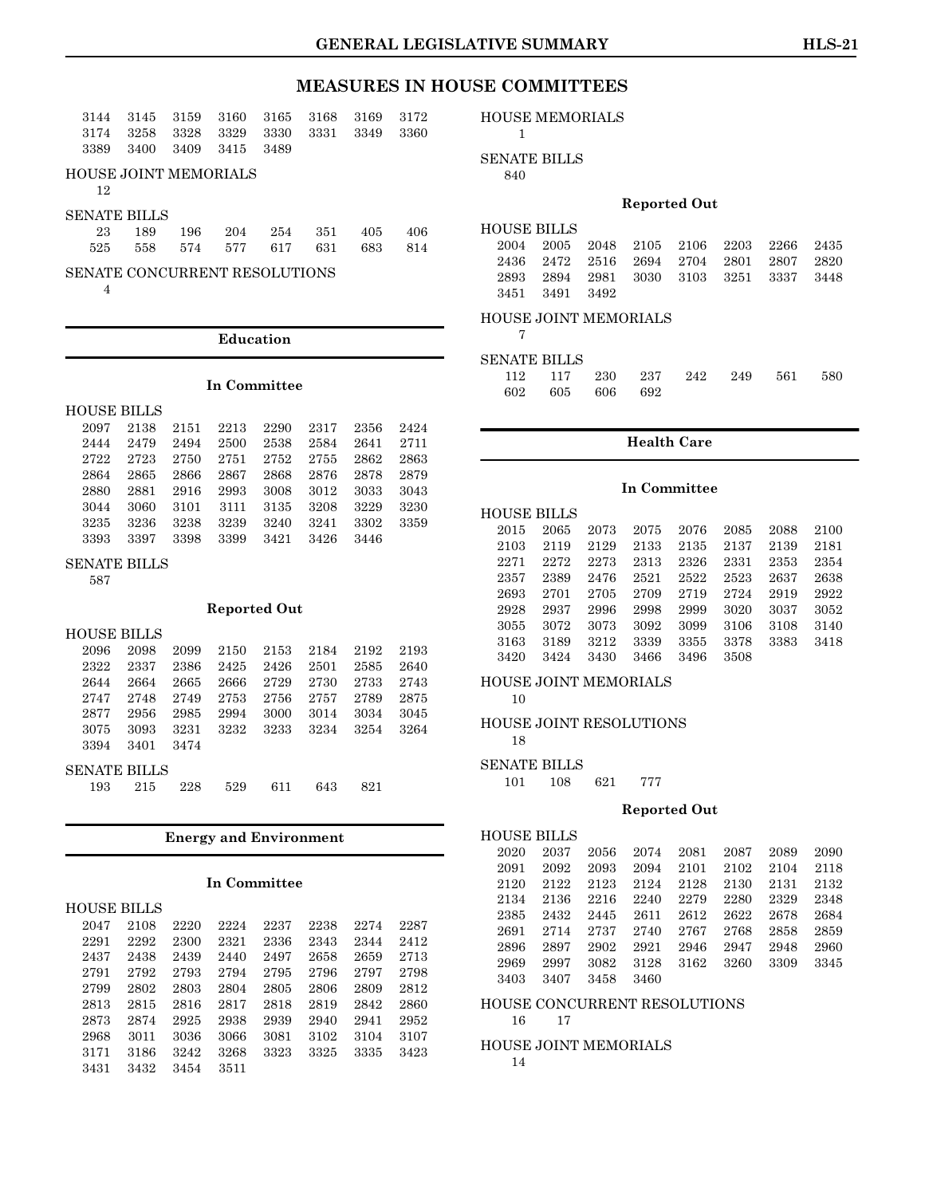# MEASURES IN HOUSE COMMITTEES

3144 3145 3159 3160 3165 3168 3169 3172
3174 3258 3328 3329 3330 3331 3349 3360
3389 3400 3409 3415 3489

HOUSE JOINT MEMORIALS
12

SENATE BILLS
23 189 196 204 254 351 405 406
525 558 574 577 617 631 683 814

SENATE CONCURRENT RESOLUTIONS
4

## Education

### In Committee

HOUSE BILLS
2097 2138 2151 2213 2290 2317 2356 2424
2444 2479 2494 2500 2538 2584 2641 2711
2722 2723 2750 2751 2752 2755 2862 2863
2864 2865 2866 2867 2868 2876 2878 2879
2880 2881 2916 2993 3008 3012 3033 3043
3044 3060 3101 3111 3135 3208 3229 3230
3235 3236 3238 3239 3240 3241 3302 3359
3393 3397 3398 3399 3421 3426 3446

SENATE BILLS
587

### Reported Out

HOUSE BILLS
2096 2098 2099 2150 2153 2184 2192 2193
2322 2337 2386 2425 2426 2501 2585 2640
2644 2664 2665 2666 2729 2730 2733 2743
2747 2748 2749 2753 2756 2757 2789 2875
2877 2956 2985 2994 3000 3014 3034 3045
3075 3093 3231 3232 3233 3234 3254 3264
3394 3401 3474

SENATE BILLS
193 215 228 529 611 643 821

## Energy and Environment

### In Committee

HOUSE BILLS
2047 2108 2220 2224 2237 2238 2274 2287
2291 2292 2300 2321 2336 2343 2344 2412
2437 2438 2439 2440 2497 2658 2659 2713
2791 2792 2793 2794 2795 2796 2797 2798
2799 2802 2803 2804 2805 2806 2809 2812
2813 2815 2816 2817 2818 2819 2842 2860
2873 2874 2925 2938 2939 2940 2941 2952
2968 3011 3036 3066 3081 3102 3104 3107
3171 3186 3242 3268 3323 3325 3335 3423
3431 3432 3454 3511

HOUSE MEMORIALS
1

SENATE BILLS
840

### Reported Out

HOUSE BILLS
2004 2005 2048 2105 2106 2203 2266 2435
2436 2472 2516 2694 2704 2801 2807 2820
2893 2894 2981 3030 3103 3251 3337 3448
3451 3491 3492

HOUSE JOINT MEMORIALS
7

SENATE BILLS
112 117 230 237 242 249 561 580
602 605 606 692

## Health Care

### In Committee

HOUSE BILLS
2015 2065 2073 2075 2076 2085 2088 2100
2103 2119 2129 2133 2135 2137 2139 2181
2271 2272 2273 2313 2326 2331 2353 2354
2357 2389 2476 2521 2522 2523 2637 2638
2693 2701 2705 2709 2719 2724 2919 2922
2928 2937 2996 2998 2999 3020 3037 3052
3055 3072 3073 3092 3099 3106 3108 3140
3163 3189 3212 3339 3355 3378 3383 3418
3420 3424 3430 3466 3496 3508

HOUSE JOINT MEMORIALS
10

HOUSE JOINT RESOLUTIONS
18

SENATE BILLS
101 108 621 777

### Reported Out

HOUSE BILLS
2020 2037 2056 2074 2081 2087 2089 2090
2091 2092 2093 2094 2101 2102 2104 2118
2120 2122 2123 2124 2128 2130 2131 2132
2134 2136 2216 2240 2279 2280 2329 2348
2385 2432 2445 2611 2612 2622 2678 2684
2691 2714 2737 2740 2767 2768 2858 2859
2896 2897 2902 2921 2946 2947 2948 2960
2969 2997 3082 3128 3162 3260 3309 3345
3403 3407 3458 3460

HOUSE CONCURRENT RESOLUTIONS
16 17

HOUSE JOINT MEMORIALS
14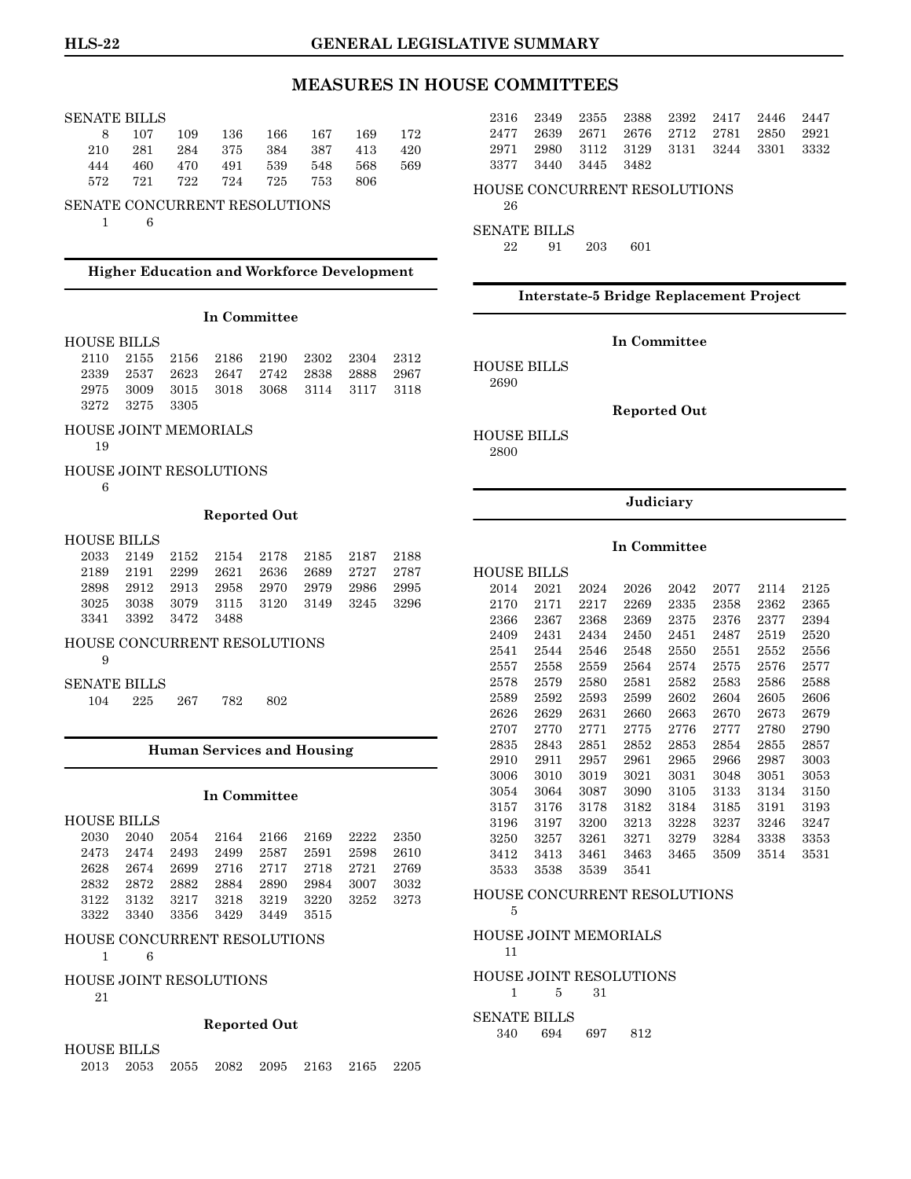# MEASURES IN HOUSE COMMITTEES

SENATE BILLS

8 107 109 136 166 167 169 172
210 281 284 375 384 387 413 420
444 460 470 491 539 548 568 569
572 721 722 724 725 753 806

SENATE CONCURRENT RESOLUTIONS

1 6

## Higher Education and Workforce Development

### In Committee

HOUSE BILLS

2110 2155 2156 2186 2190 2302 2304 2312
2339 2537 2623 2647 2742 2838 2888 2967
2975 3009 3015 3018 3068 3114 3117 3118
3272 3275 3305

HOUSE JOINT MEMORIALS

19

HOUSE JOINT RESOLUTIONS

6

### Reported Out

HOUSE BILLS

2033 2149 2152 2154 2178 2185 2187 2188
2189 2191 2299 2621 2636 2689 2727 2787
2898 2912 2913 2958 2970 2979 2986 2995
3025 3038 3079 3115 3120 3149 3245 3296
3341 3392 3472 3488

HOUSE CONCURRENT RESOLUTIONS

9

SENATE BILLS

104 225 267 782 802

## Human Services and Housing

### In Committee

HOUSE BILLS

2030 2040 2054 2164 2166 2169 2222 2350
2473 2474 2493 2499 2587 2591 2598 2610
2628 2674 2699 2716 2717 2718 2721 2769
2832 2872 2882 2884 2890 2984 3007 3032
3122 3132 3217 3218 3219 3220 3252 3273
3322 3340 3356 3429 3449 3515

HOUSE CONCURRENT RESOLUTIONS

1 6

HOUSE JOINT RESOLUTIONS

21

### Reported Out

HOUSE BILLS

2013 2053 2055 2082 2095 2163 2165 2205
2316 2349 2355 2388 2392 2417 2446 2447
2477 2639 2671 2676 2712 2781 2850 2921
2971 2980 3112 3129 3131 3244 3301 3332
3377 3440 3445 3482

HOUSE CONCURRENT RESOLUTIONS

26

SENATE BILLS

22 91 203 601

## Interstate-5 Bridge Replacement Project

### In Committee

HOUSE BILLS

2690

### Reported Out

HOUSE BILLS

2800

## Judiciary

### In Committee

HOUSE BILLS

2014 2021 2024 2026 2042 2077 2114 2125
2170 2171 2217 2269 2335 2358 2362 2365
2366 2367 2368 2369 2375 2376 2377 2394
2409 2431 2434 2450 2451 2487 2519 2520
2541 2544 2546 2548 2550 2551 2552 2556
2557 2558 2559 2564 2574 2575 2576 2577
2578 2579 2580 2581 2582 2583 2586 2588
2589 2592 2593 2599 2602 2604 2605 2606
2626 2629 2631 2660 2663 2670 2673 2679
2707 2770 2771 2775 2776 2777 2780 2790
2835 2843 2851 2852 2853 2854 2855 2857
2910 2911 2957 2961 2965 2966 2987 3003
3006 3010 3019 3021 3031 3048 3051 3053
3054 3064 3087 3090 3105 3133 3134 3150
3157 3176 3178 3182 3184 3185 3191 3193
3196 3197 3200 3213 3228 3237 3246 3247
3250 3257 3261 3271 3279 3284 3338 3353
3412 3413 3461 3463 3465 3509 3514 3531
3533 3538 3539 3541

HOUSE CONCURRENT RESOLUTIONS

5

HOUSE JOINT MEMORIALS

11

HOUSE JOINT RESOLUTIONS

1 5 31

SENATE BILLS

340 694 697 812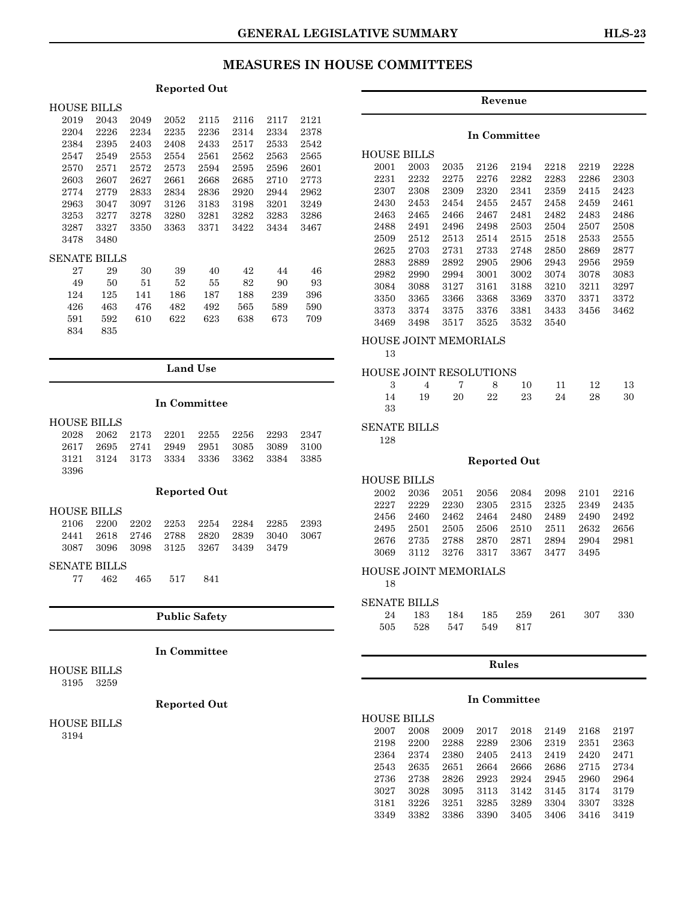# MEASURES IN HOUSE COMMITTEES

### Reported Out

HOUSE BILLS

| | | | | | | | |
|---|---|---|---|---|---|---|---|
| 2019 | 2043 | 2049 | 2052 | 2115 | 2116 | 2117 | 2121 |
| 2204 | 2226 | 2234 | 2235 | 2236 | 2314 | 2334 | 2378 |
| 2384 | 2395 | 2403 | 2408 | 2433 | 2517 | 2533 | 2542 |
| 2547 | 2549 | 2553 | 2554 | 2561 | 2562 | 2563 | 2565 |
| 2570 | 2571 | 2572 | 2573 | 2594 | 2595 | 2596 | 2601 |
| 2603 | 2607 | 2627 | 2661 | 2668 | 2685 | 2710 | 2773 |
| 2774 | 2779 | 2833 | 2834 | 2836 | 2920 | 2944 | 2962 |
| 2963 | 3047 | 3097 | 3126 | 3183 | 3198 | 3201 | 3249 |
| 3253 | 3277 | 3278 | 3280 | 3281 | 3282 | 3283 | 3286 |
| 3287 | 3327 | 3350 | 3363 | 3371 | 3422 | 3434 | 3467 |
| 3478 | 3480 | | | | | | |

SENATE BILLS

| | | | | | | | |
|---|---|---|---|---|---|---|---|
| 27 | 29 | 30 | 39 | 40 | 42 | 44 | 46 |
| 49 | 50 | 51 | 52 | 55 | 82 | 90 | 93 |
| 124 | 125 | 141 | 186 | 187 | 188 | 239 | 396 |
| 426 | 463 | 476 | 482 | 492 | 565 | 589 | 590 |
| 591 | 592 | 610 | 622 | 623 | 638 | 673 | 709 |
| 834 | 835 | | | | | | |

## Land Use

### In Committee

HOUSE BILLS

| | | | | | | | |
|---|---|---|---|---|---|---|---|
| 2028 | 2062 | 2173 | 2201 | 2255 | 2256 | 2293 | 2347 |
| 2617 | 2695 | 2741 | 2949 | 2951 | 3085 | 3089 | 3100 |
| 3121 | 3124 | 3173 | 3334 | 3336 | 3362 | 3384 | 3385 |
| 3396 | | | | | | | |

### Reported Out

HOUSE BILLS

| | | | | | | | |
|---|---|---|---|---|---|---|---|
| 2106 | 2200 | 2202 | 2253 | 2254 | 2284 | 2285 | 2393 |
| 2441 | 2618 | 2746 | 2788 | 2820 | 2839 | 3040 | 3067 |
| 3087 | 3096 | 3098 | 3125 | 3267 | 3439 | 3479 | |

SENATE BILLS

| | | | | |
|---|---|---|---|---|
| 77 | 462 | 465 | 517 | 841 |

## Public Safety

### In Committee

HOUSE BILLS

3195 3259

### Reported Out

HOUSE BILLS

3194

## Revenue

### In Committee

HOUSE BILLS

| | | | | | | | |
|---|---|---|---|---|---|---|---|
| 2001 | 2003 | 2035 | 2126 | 2194 | 2218 | 2219 | 2228 |
| 2231 | 2232 | 2275 | 2276 | 2282 | 2283 | 2286 | 2303 |
| 2307 | 2308 | 2309 | 2320 | 2341 | 2359 | 2415 | 2423 |
| 2430 | 2453 | 2454 | 2455 | 2457 | 2458 | 2459 | 2461 |
| 2463 | 2465 | 2466 | 2467 | 2481 | 2482 | 2483 | 2486 |
| 2488 | 2491 | 2496 | 2498 | 2503 | 2504 | 2507 | 2508 |
| 2509 | 2512 | 2513 | 2514 | 2515 | 2518 | 2533 | 2555 |
| 2625 | 2703 | 2731 | 2733 | 2748 | 2850 | 2869 | 2877 |
| 2883 | 2889 | 2892 | 2905 | 2906 | 2943 | 2956 | 2959 |
| 2982 | 2990 | 2994 | 3001 | 3002 | 3074 | 3078 | 3083 |
| 3084 | 3088 | 3127 | 3161 | 3188 | 3210 | 3211 | 3297 |
| 3350 | 3365 | 3366 | 3368 | 3369 | 3370 | 3371 | 3372 |
| 3373 | 3374 | 3375 | 3376 | 3381 | 3433 | 3456 | 3462 |
| 3469 | 3498 | 3517 | 3525 | 3532 | 3540 | | |

HOUSE JOINT MEMORIALS

13

HOUSE JOINT RESOLUTIONS

| | | | | | | | |
|---|---|---|---|---|---|---|---|
| 3 | 4 | 7 | 8 | 10 | 11 | 12 | 13 |
| 14 | 19 | 20 | 22 | 23 | 24 | 28 | 30 |
| 33 | | | | | | | |

SENATE BILLS

128

### Reported Out

HOUSE BILLS

| | | | | | | | |
|---|---|---|---|---|---|---|---|
| 2002 | 2036 | 2051 | 2056 | 2084 | 2098 | 2101 | 2216 |
| 2227 | 2229 | 2230 | 2305 | 2315 | 2325 | 2349 | 2435 |
| 2456 | 2460 | 2462 | 2464 | 2480 | 2489 | 2490 | 2492 |
| 2495 | 2501 | 2505 | 2506 | 2510 | 2511 | 2632 | 2656 |
| 2676 | 2735 | 2788 | 2870 | 2871 | 2894 | 2904 | 2981 |
| 3069 | 3112 | 3276 | 3317 | 3367 | 3477 | 3495 | |

HOUSE JOINT MEMORIALS

18

SENATE BILLS

| | | | | | | | |
|---|---|---|---|---|---|---|---|
| 24 | 183 | 184 | 185 | 259 | 261 | 307 | 330 |
| 505 | 528 | 547 | 549 | 817 | | | |

## Rules

### In Committee

HOUSE BILLS

| | | | | | | | |
|---|---|---|---|---|---|---|---|
| 2007 | 2008 | 2009 | 2017 | 2018 | 2149 | 2168 | 2197 |
| 2198 | 2200 | 2288 | 2289 | 2306 | 2319 | 2351 | 2363 |
| 2364 | 2374 | 2380 | 2405 | 2413 | 2419 | 2420 | 2471 |
| 2543 | 2635 | 2651 | 2664 | 2666 | 2686 | 2715 | 2734 |
| 2736 | 2738 | 2826 | 2923 | 2924 | 2945 | 2960 | 2964 |
| 3027 | 3028 | 3095 | 3113 | 3142 | 3145 | 3174 | 3179 |
| 3181 | 3226 | 3251 | 3285 | 3289 | 3304 | 3307 | 3328 |
| 3349 | 3382 | 3386 | 3390 | 3405 | 3406 | 3416 | 3419 |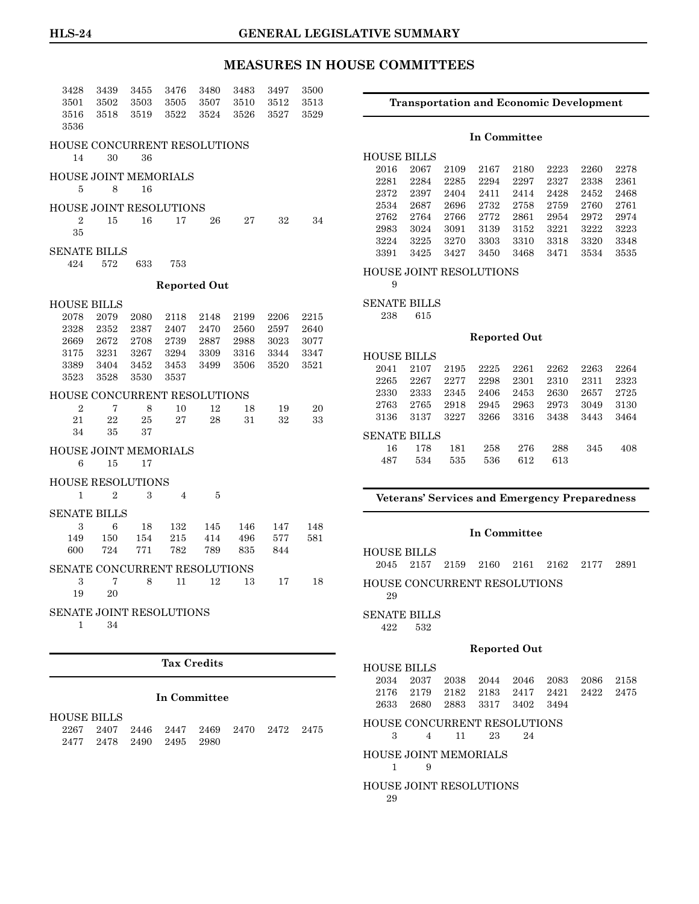# MEASURES IN HOUSE COMMITTEES

3428 3439 3455 3476 3480 3483 3497 3500
3501 3502 3503 3505 3507 3510 3512 3513
3516 3518 3519 3522 3524 3526 3527 3529
3536

HOUSE CONCURRENT RESOLUTIONS
14 30 36

HOUSE JOINT MEMORIALS
5 8 16

HOUSE JOINT RESOLUTIONS
2 15 16 17 26 27 32 34
35

SENATE BILLS
424 572 633 753

### Reported Out

HOUSE BILLS
2078 2079 2080 2118 2148 2199 2206 2215
2328 2352 2387 2407 2470 2560 2597 2640
2669 2672 2708 2739 2887 2988 3023 3077
3175 3231 3267 3294 3309 3316 3344 3347
3389 3404 3452 3453 3499 3506 3520 3521
3523 3528 3530 3537

HOUSE CONCURRENT RESOLUTIONS
2 7 8 10 12 18 19 20
21 22 25 27 28 31 32 33
34 35 37

HOUSE JOINT MEMORIALS
6 15 17

HOUSE RESOLUTIONS
1 2 3 4 5

SENATE BILLS
3 6 18 132 145 146 147 148
149 150 154 215 414 496 577 581
600 724 771 782 789 835 844

SENATE CONCURRENT RESOLUTIONS
3 7 8 11 12 13 17 18
19 20

SENATE JOINT RESOLUTIONS
1 34

## Tax Credits

### In Committee

HOUSE BILLS
2267 2407 2446 2447 2469 2470 2472 2475
2477 2478 2490 2495 2980

## Transportation and Economic Development

### In Committee

HOUSE BILLS
2016 2067 2109 2167 2180 2223 2260 2278
2281 2284 2285 2294 2297 2327 2338 2361
2372 2397 2404 2411 2414 2428 2452 2468
2534 2687 2696 2732 2758 2759 2760 2761
2762 2764 2766 2772 2861 2954 2972 2974
2983 3024 3091 3139 3152 3221 3222 3223
3224 3225 3270 3303 3310 3318 3320 3348
3391 3425 3427 3450 3468 3471 3534 3535

HOUSE JOINT RESOLUTIONS
9

SENATE BILLS
238 615

### Reported Out

HOUSE BILLS
2041 2107 2195 2225 2261 2262 2263 2264
2265 2267 2277 2298 2301 2310 2311 2323
2330 2333 2345 2406 2453 2630 2657 2725
2763 2765 2918 2945 2963 2973 3049 3130
3136 3137 3227 3266 3316 3438 3443 3464

SENATE BILLS
16 178 181 258 276 288 345 408
487 534 535 536 612 613

## Veterans' Services and Emergency Preparedness

### In Committee

HOUSE BILLS
2045 2157 2159 2160 2161 2162 2177 2891

HOUSE CONCURRENT RESOLUTIONS
29

SENATE BILLS
422 532

### Reported Out

HOUSE BILLS
2034 2037 2038 2044 2046 2083 2086 2158
2176 2179 2182 2183 2417 2421 2422 2475
2633 2680 2883 3317 3402 3494

HOUSE CONCURRENT RESOLUTIONS
3 4 11 23 24

HOUSE JOINT MEMORIALS
1 9

HOUSE JOINT RESOLUTIONS
29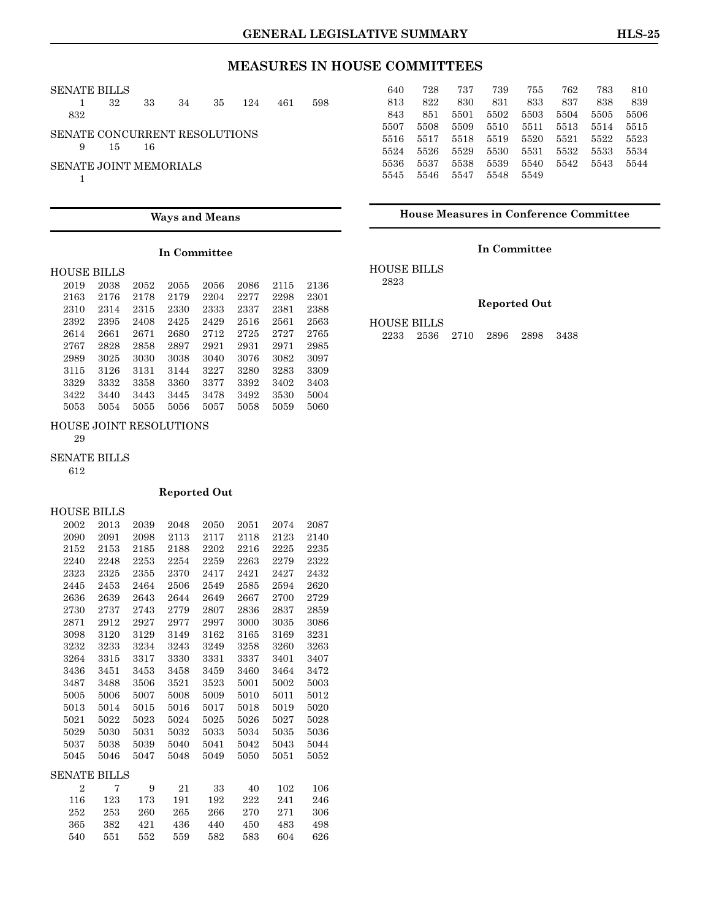# MEASURES IN HOUSE COMMITTEES

SENATE BILLS

1 32 33 34 35 124 461 598
832

SENATE CONCURRENT RESOLUTIONS

9 15 16

SENATE JOINT MEMORIALS

1

## Ways and Means

### In Committee

HOUSE BILLS

2019 2038 2052 2055 2056 2086 2115 2136
2163 2176 2178 2179 2204 2277 2298 2301
2310 2314 2315 2330 2333 2337 2381 2388
2392 2395 2408 2425 2429 2516 2561 2563
2614 2661 2671 2680 2712 2725 2727 2765
2767 2828 2858 2897 2921 2931 2971 2985
2989 3025 3030 3038 3040 3076 3082 3097
3115 3126 3131 3144 3227 3280 3283 3309
3329 3332 3358 3360 3377 3392 3402 3403
3422 3440 3443 3445 3478 3492 3530 5004
5053 5054 5055 5056 5057 5058 5059 5060

HOUSE JOINT RESOLUTIONS

29

SENATE BILLS

612

### Reported Out

HOUSE BILLS

2002 2013 2039 2048 2050 2051 2074 2087
2090 2091 2098 2113 2117 2118 2123 2140
2152 2153 2185 2188 2202 2216 2225 2235
2240 2248 2253 2254 2259 2263 2279 2322
2323 2325 2355 2370 2417 2421 2427 2432
2445 2453 2464 2506 2549 2585 2594 2620
2636 2639 2643 2644 2649 2667 2700 2729
2730 2737 2743 2779 2807 2836 2837 2859
2871 2912 2927 2977 2997 3000 3035 3086
3098 3120 3129 3149 3162 3165 3169 3231
3232 3233 3234 3243 3249 3258 3260 3263
3264 3315 3317 3330 3331 3337 3401 3407
3436 3451 3453 3458 3459 3460 3464 3472
3487 3488 3506 3521 3523 5001 5002 5003
5005 5006 5007 5008 5009 5010 5011 5012
5013 5014 5015 5016 5017 5018 5019 5020
5021 5022 5023 5024 5025 5026 5027 5028
5029 5030 5031 5032 5033 5034 5035 5036
5037 5038 5039 5040 5041 5042 5043 5044
5045 5046 5047 5048 5049 5050 5051 5052

SENATE BILLS

2 7 9 21 33 40 102 106
116 123 173 191 192 222 241 246
252 253 260 265 266 270 271 306
365 382 421 436 440 450 483 498
540 551 552 559 582 583 604 626
640 728 737 739 755 762 783 810
813 822 830 831 833 837 838 839
843 851 5501 5502 5503 5504 5505 5506
5507 5508 5509 5510 5511 5513 5514 5515
5516 5517 5518 5519 5520 5521 5522 5523
5524 5526 5529 5530 5531 5532 5533 5534
5536 5537 5538 5539 5540 5542 5543 5544
5545 5546 5547 5548 5549

## House Measures in Conference Committee

### In Committee

HOUSE BILLS

2823

### Reported Out

HOUSE BILLS

2233 2536 2710 2896 2898 3438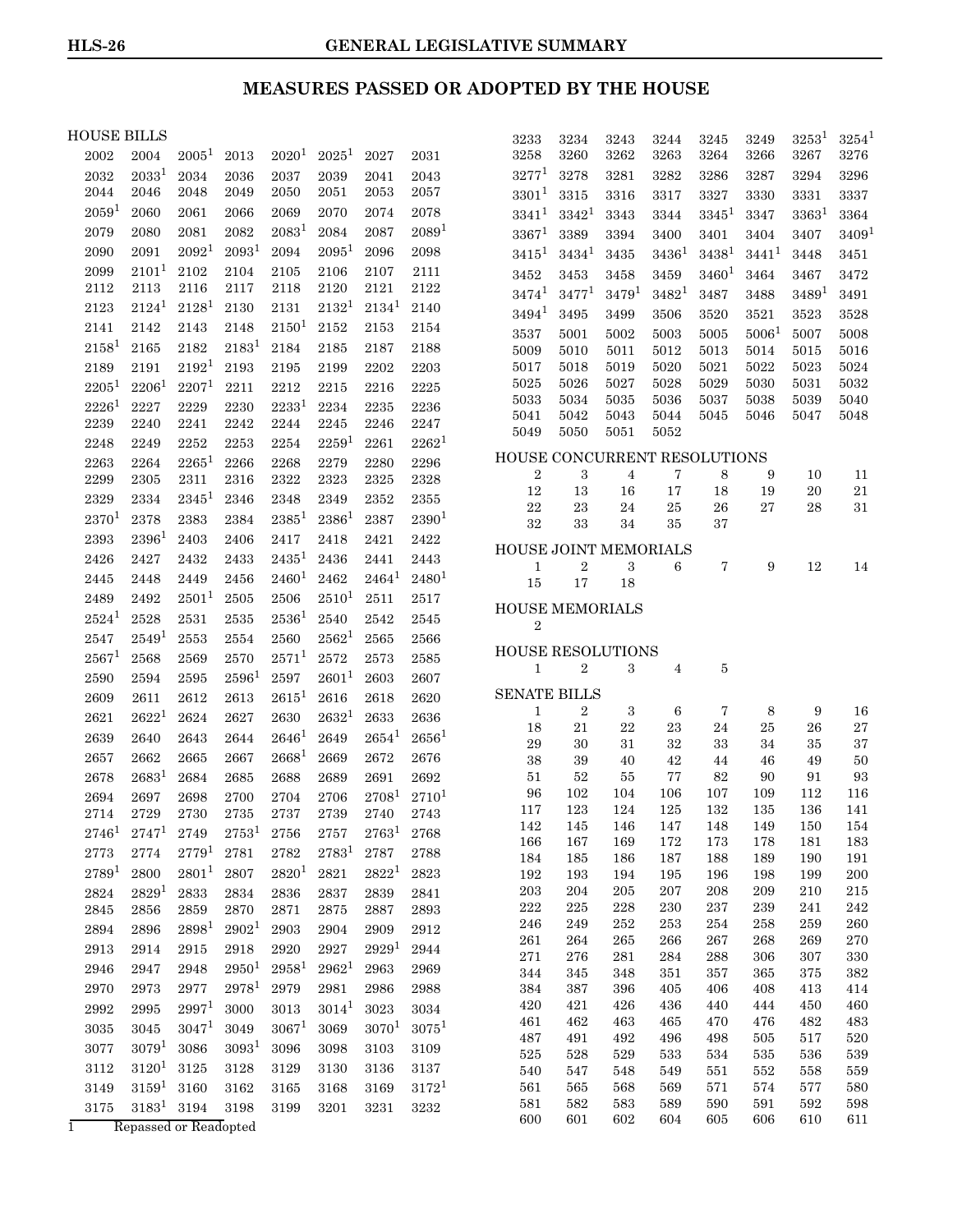# MEASURES PASSED OR ADOPTED BY THE HOUSE

## HOUSE BILLS

| | | | | | | | |
|---|---|---|---|---|---|---|---|
| 2002 | 2004 | 2005[1] | 2013 | 2020[1] | 2025[1] | 2027 | 2031 |
| 2032 | 2033[1] | 2034 | 2036 | 2037 | 2039 | 2041 | 2043 |
| 2044 | 2046 | 2048 | 2049 | 2050 | 2051 | 2053 | 2057 |
| 2059[1] | 2060 | 2061 | 2066 | 2069 | 2070 | 2074 | 2078 |
| 2079 | 2080 | 2081 | 2082 | 2083[1] | 2084 | 2087 | 2089[1] |
| 2090 | 2091 | 2092[1] | 2093[1] | 2094 | 2095[1] | 2096 | 2098 |
| 2099 | 2101[1] | 2102 | 2104 | 2105 | 2106 | 2107 | 2111 |
| 2112 | 2113 | 2116 | 2117 | 2118 | 2120 | 2121 | 2122 |
| 2123 | 2124[1] | 2128[1] | 2130 | 2131 | 2132[1] | 2134[1] | 2140 |
| 2141 | 2142 | 2143 | 2148 | 2150[1] | 2152 | 2153 | 2154 |
| 2158[1] | 2165 | 2182 | 2183[1] | 2184 | 2185 | 2187 | 2188 |
| 2189 | 2191 | 2192[1] | 2193 | 2195 | 2199 | 2202 | 2203 |
| 2205[1] | 2206[1] | 2207[1] | 2211 | 2212 | 2215 | 2216 | 2225 |
| 2226[1] | 2227 | 2229 | 2230 | 2233[1] | 2234 | 2235 | 2236 |
| 2239 | 2240 | 2241 | 2242 | 2244 | 2245 | 2246 | 2247 |
| 2248 | 2249 | 2252 | 2253 | 2254 | 2259[1] | 2261 | 2262[1] |
| 2263 | 2264 | 2265[1] | 2266 | 2268 | 2279 | 2280 | 2296 |
| 2299 | 2305 | 2311 | 2316 | 2322 | 2323 | 2325 | 2328 |
| 2329 | 2334 | 2345[1] | 2346 | 2348 | 2349 | 2352 | 2355 |
| 2370[1] | 2378 | 2383 | 2384 | 2385[1] | 2386[1] | 2387 | 2390[1] |
| 2393 | 2396[1] | 2403 | 2406 | 2417 | 2418 | 2421 | 2422 |
| 2426 | 2427 | 2432 | 2433 | 2435[1] | 2436 | 2441 | 2443 |
| 2445 | 2448 | 2449 | 2456 | 2460[1] | 2462 | 2464[1] | 2480[1] |
| 2489 | 2492 | 2501[1] | 2505 | 2506 | 2510[1] | 2511 | 2517 |
| 2524[1] | 2528 | 2531 | 2535 | 2536[1] | 2540 | 2542 | 2545 |
| 2547 | 2549[1] | 2553 | 2554 | 2560 | 2562[1] | 2565 | 2566 |
| 2567[1] | 2568 | 2569 | 2570 | 2571[1] | 2572 | 2573 | 2585 |
| 2590 | 2594 | 2595 | 2596[1] | 2597 | 2601[1] | 2603 | 2607 |
| 2609 | 2611 | 2612 | 2613 | 2615[1] | 2616 | 2618 | 2620 |
| 2621 | 2622[1] | 2624 | 2627 | 2630 | 2632[1] | 2633 | 2636 |
| 2639 | 2640 | 2643 | 2644 | 2646[1] | 2649 | 2654[1] | 2656[1] |
| 2657 | 2662 | 2665 | 2667 | 2668[1] | 2669 | 2672 | 2676 |
| 2678 | 2683[1] | 2684 | 2685 | 2688 | 2689 | 2691 | 2692 |
| 2694 | 2697 | 2698 | 2700 | 2704 | 2706 | 2708[1] | 2710[1] |
| 2714 | 2729 | 2730 | 2735 | 2737 | 2739 | 2740 | 2743 |
| 2746[1] | 2747[1] | 2749 | 2753[1] | 2756 | 2757 | 2763[1] | 2768 |
| 2773 | 2774 | 2779[1] | 2781 | 2782 | 2783[1] | 2787 | 2788 |
| 2789[1] | 2800 | 2801[1] | 2807 | 2820[1] | 2821 | 2822[1] | 2823 |
| 2824 | 2829[1] | 2833 | 2834 | 2836 | 2837 | 2839 | 2841 |
| 2845 | 2856 | 2859 | 2870 | 2871 | 2875 | 2887 | 2893 |
| 2894 | 2896 | 2898[1] | 2902[1] | 2903 | 2904 | 2909 | 2912 |
| 2913 | 2914 | 2915 | 2918 | 2920 | 2927 | 2929[1] | 2944 |
| 2946 | 2947 | 2948 | 2950[1] | 2958[1] | 2962[1] | 2963 | 2969 |
| 2970 | 2973 | 2977 | 2978[1] | 2979 | 2981 | 2986 | 2988 |
| 2992 | 2995 | 2997[1] | 3000 | 3013 | 3014[1] | 3023 | 3034 |
| 3035 | 3045 | 3047[1] | 3049 | 3067[1] | 3069 | 3070[1] | 3075[1] |
| 3077 | 3079[1] | 3086 | 3093[1] | 3096 | 3098 | 3103 | 3109 |
| 3112 | 3120[1] | 3125 | 3128 | 3129 | 3130 | 3136 | 3137 |
| 3149 | 3159[1] | 3160 | 3162 | 3165 | 3168 | 3169 | 3172[1] |
| 3175 | 3183[1] | 3194 | 3198 | 3199 | 3201 | 3231 | 3232 |
| 3233 | 3234 | 3243 | 3244 | 3245 | 3249 | 3253[1] | 3254[1] |
| 3258 | 3260 | 3262 | 3263 | 3264 | 3266 | 3267 | 3276 |
| 3277[1] | 3278 | 3281 | 3282 | 3286 | 3287 | 3294 | 3296 |
| 3301[1] | 3315 | 3316 | 3317 | 3327 | 3330 | 3331 | 3337 |
| 3341[1] | 3342[1] | 3343 | 3344 | 3345[1] | 3347 | 3363[1] | 3364 |
| 3367[1] | 3389 | 3394 | 3400 | 3401 | 3404 | 3407 | 3409[1] |
| 3415[1] | 3434[1] | 3435 | 3436[1] | 3438[1] | 3441[1] | 3448 | 3451 |
| 3452 | 3453 | 3458 | 3459 | 3460[1] | 3464 | 3467 | 3472 |
| 3474[1] | 3477[1] | 3479[1] | 3482[1] | 3487 | 3488 | 3489[1] | 3491 |
| 3494[1] | 3495 | 3499 | 3506 | 3520 | 3521 | 3523 | 3528 |
| 3537 | 5001 | 5002 | 5003 | 5005 | 5006[1] | 5007 | 5008 |
| 5009 | 5010 | 5011 | 5012 | 5013 | 5014 | 5015 | 5016 |
| 5017 | 5018 | 5019 | 5020 | 5021 | 5022 | 5023 | 5024 |
| 5025 | 5026 | 5027 | 5028 | 5029 | 5030 | 5031 | 5032 |
| 5033 | 5034 | 5035 | 5036 | 5037 | 5038 | 5039 | 5040 |
| 5041 | 5042 | 5043 | 5044 | 5045 | 5046 | 5047 | 5048 |
| 5049 | 5050 | 5051 | 5052 | | | | |

[1] Repassed or Readopted

## HOUSE CONCURRENT RESOLUTIONS

| | | | | | | | |
|---|---|---|---|---|---|---|---|
| 2 | 3 | 4 | 7 | 8 | 9 | 10 | 11 |
| 12 | 13 | 16 | 17 | 18 | 19 | 20 | 21 |
| 22 | 23 | 24 | 25 | 26 | 27 | 28 | 31 |
| 32 | 33 | 34 | 35 | 37 | | | |

## HOUSE JOINT MEMORIALS

| | | | | | | | |
|---|---|---|---|---|---|---|---|
| 1 | 2 | 3 | 6 | 7 | 9 | 12 | 14 |
| 15 | 17 | 18 | | | | | |

## HOUSE MEMORIALS

2

## HOUSE RESOLUTIONS

| | | | | |
|---|---|---|---|---|
| 1 | 2 | 3 | 4 | 5 |

## SENATE BILLS

| | | | | | | | |
|---|---|---|---|---|---|---|---|
| 1 | 2 | 3 | 6 | 7 | 8 | 9 | 16 |
| 18 | 21 | 22 | 23 | 24 | 25 | 26 | 27 |
| 29 | 30 | 31 | 32 | 33 | 34 | 35 | 37 |
| 38 | 39 | 40 | 42 | 44 | 46 | 49 | 50 |
| 51 | 52 | 55 | 77 | 82 | 90 | 91 | 93 |
| 96 | 102 | 104 | 106 | 107 | 109 | 112 | 116 |
| 117 | 123 | 124 | 125 | 132 | 135 | 136 | 141 |
| 142 | 145 | 146 | 147 | 148 | 149 | 150 | 154 |
| 166 | 167 | 169 | 172 | 173 | 178 | 181 | 183 |
| 184 | 185 | 186 | 187 | 188 | 189 | 190 | 191 |
| 192 | 193 | 194 | 195 | 196 | 198 | 199 | 200 |
| 203 | 204 | 205 | 207 | 208 | 209 | 210 | 215 |
| 222 | 225 | 228 | 230 | 237 | 239 | 241 | 242 |
| 246 | 249 | 252 | 253 | 254 | 258 | 259 | 260 |
| 261 | 264 | 265 | 266 | 267 | 268 | 269 | 270 |
| 271 | 276 | 281 | 284 | 288 | 306 | 307 | 330 |
| 344 | 345 | 348 | 351 | 357 | 365 | 375 | 382 |
| 384 | 387 | 396 | 405 | 406 | 408 | 413 | 414 |
| 420 | 421 | 426 | 436 | 440 | 444 | 450 | 460 |
| 461 | 462 | 463 | 465 | 470 | 476 | 482 | 483 |
| 487 | 491 | 492 | 496 | 498 | 505 | 517 | 520 |
| 525 | 528 | 529 | 533 | 534 | 535 | 536 | 539 |
| 540 | 547 | 548 | 549 | 551 | 552 | 558 | 559 |
| 561 | 565 | 568 | 569 | 571 | 574 | 577 | 580 |
| 581 | 582 | 583 | 589 | 590 | 591 | 592 | 598 |
| 600 | 601 | 602 | 604 | 605 | 606 | 610 | 611 |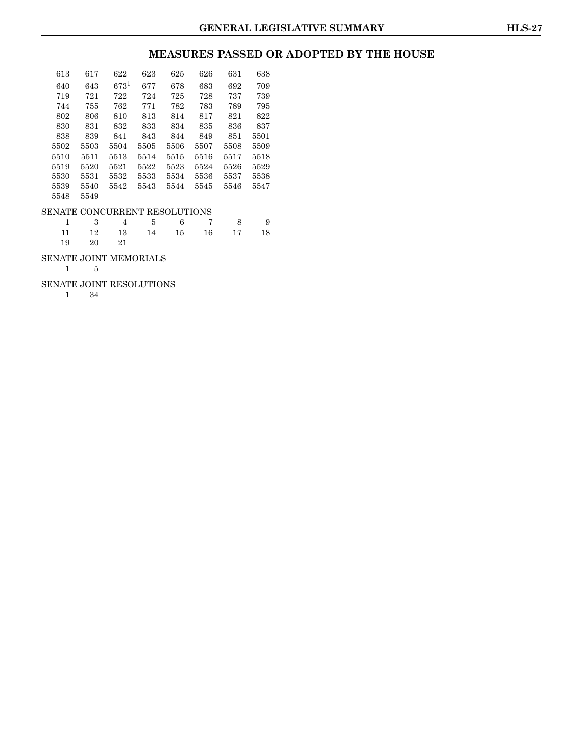## MEASURES PASSED OR ADOPTED BY THE HOUSE

| | | | | | | | |
|---|---|---|---|---|---|---|---|
| 613 | 617 | 622 | 623 | 625 | 626 | 631 | 638 |
| 640 | 643 | 673[1] | 677 | 678 | 683 | 692 | 709 |
| 719 | 721 | 722 | 724 | 725 | 728 | 737 | 739 |
| 744 | 755 | 762 | 771 | 782 | 783 | 789 | 795 |
| 802 | 806 | 810 | 813 | 814 | 817 | 821 | 822 |
| 830 | 831 | 832 | 833 | 834 | 835 | 836 | 837 |
| 838 | 839 | 841 | 843 | 844 | 849 | 851 | 5501 |
| 5502 | 5503 | 5504 | 5505 | 5506 | 5507 | 5508 | 5509 |
| 5510 | 5511 | 5513 | 5514 | 5515 | 5516 | 5517 | 5518 |
| 5519 | 5520 | 5521 | 5522 | 5523 | 5524 | 5526 | 5529 |
| 5530 | 5531 | 5532 | 5533 | 5534 | 5536 | 5537 | 5538 |
| 5539 | 5540 | 5542 | 5543 | 5544 | 5545 | 5546 | 5547 |
| 5548 | 5549 | | | | | | |

SENATE CONCURRENT RESOLUTIONS

| | | | | | | | |
|---|---|---|---|---|---|---|---|
| 1 | 3 | 4 | 5 | 6 | 7 | 8 | 9 |
| 11 | 12 | 13 | 14 | 15 | 16 | 17 | 18 |
| 19 | 20 | 21 | | | | | |

SENATE JOINT MEMORIALS

| | |
|---|---|
| 1 | 5 |

SENATE JOINT RESOLUTIONS

| | |
|---|---|
| 1 | 34 |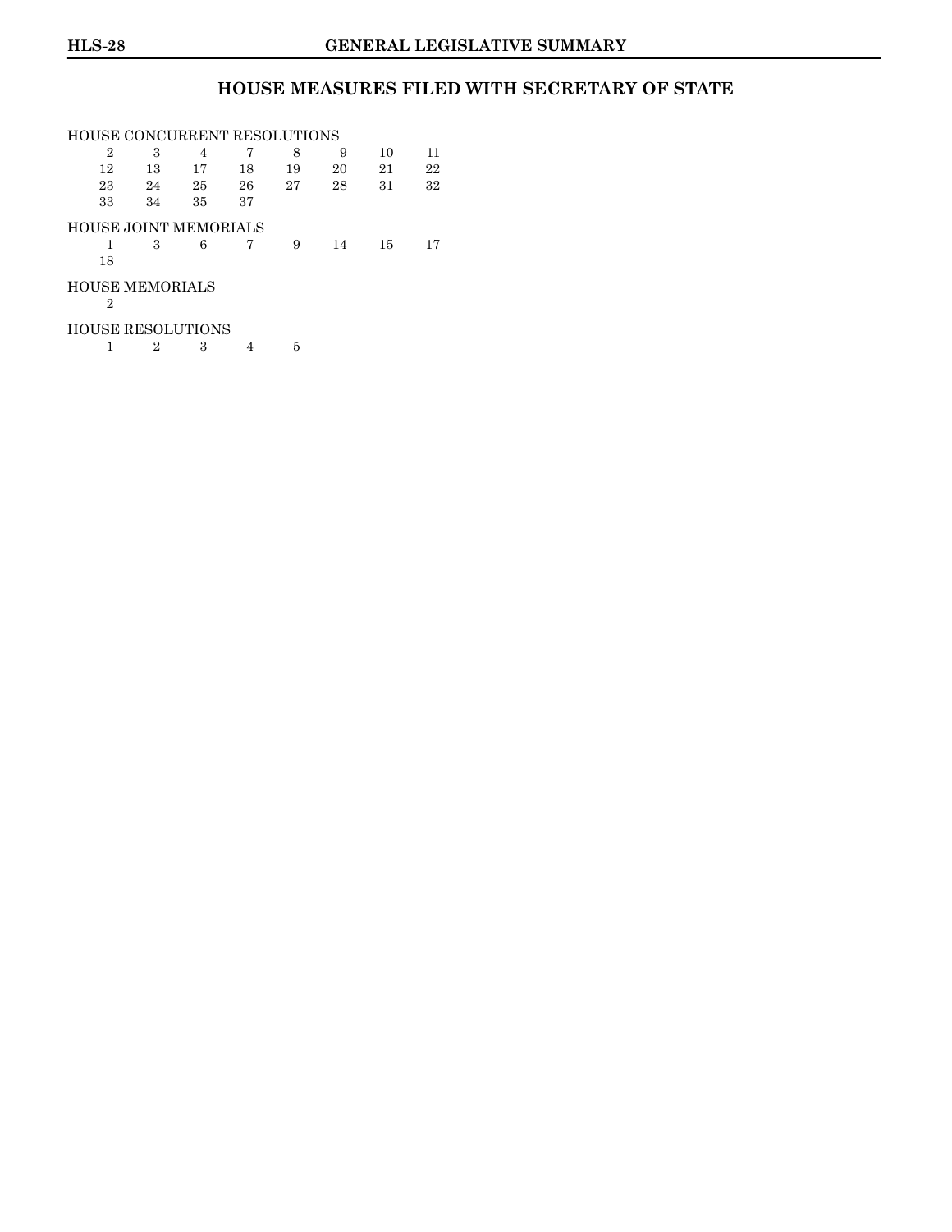## HOUSE MEASURES FILED WITH SECRETARY OF STATE

HOUSE CONCURRENT RESOLUTIONS

| | | | | | | | |
|---|---|---|---|---|---|---|---|
| 2 | 3 | 4 | 7 | 8 | 9 | 10 | 11 |
| 12 | 13 | 17 | 18 | 19 | 20 | 21 | 22 |
| 23 | 24 | 25 | 26 | 27 | 28 | 31 | 32 |
| 33 | 34 | 35 | 37 | | | | |

HOUSE JOINT MEMORIALS

| | | | | | | | |
|---|---|---|---|---|---|---|---|
| 1 | 3 | 6 | 7 | 9 | 14 | 15 | 17 |
| 18 | | | | | | | |

HOUSE MEMORIALS

2

HOUSE RESOLUTIONS

| | | | | |
|---|---|---|---|---|
| 1 | 2 | 3 | 4 | 5 |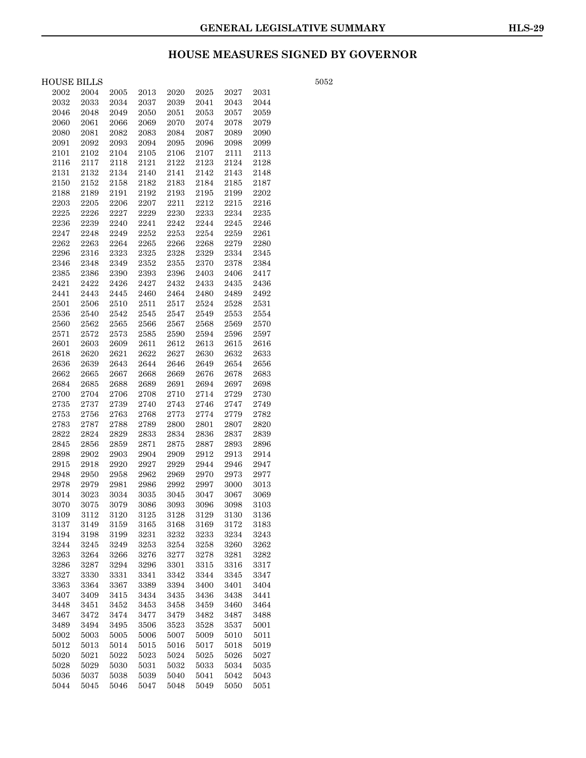## HOUSE MEASURES SIGNED BY GOVERNOR

HOUSE BILLS

2002 2004 2005 2013 2020 2025 2027 2031
2032 2033 2034 2037 2039 2041 2043 2044
2046 2048 2049 2050 2051 2053 2057 2059
2060 2061 2066 2069 2070 2074 2078 2079
2080 2081 2082 2083 2084 2087 2089 2090
2091 2092 2093 2094 2095 2096 2098 2099
2101 2102 2104 2105 2106 2107 2111 2113
2116 2117 2118 2121 2122 2123 2124 2128
2131 2132 2134 2140 2141 2142 2143 2148
2150 2152 2158 2182 2183 2184 2185 2187
2188 2189 2191 2192 2193 2195 2199 2202
2203 2205 2206 2207 2211 2212 2215 2216
2225 2226 2227 2229 2230 2233 2234 2235
2236 2239 2240 2241 2242 2244 2245 2246
2247 2248 2249 2252 2253 2254 2259 2261
2262 2263 2264 2265 2266 2268 2279 2280
2296 2316 2323 2325 2328 2329 2334 2345
2346 2348 2349 2352 2355 2370 2378 2384
2385 2386 2390 2393 2396 2403 2406 2417
2421 2422 2426 2427 2432 2433 2435 2436
2441 2443 2445 2460 2464 2480 2489 2492
2501 2506 2510 2511 2517 2524 2528 2531
2536 2540 2542 2545 2547 2549 2553 2554
2560 2562 2565 2566 2567 2568 2569 2570
2571 2572 2573 2585 2590 2594 2596 2597
2601 2603 2609 2611 2612 2613 2615 2616
2618 2620 2621 2622 2627 2630 2632 2633
2636 2639 2643 2644 2646 2649 2654 2656
2662 2665 2667 2668 2669 2676 2678 2683
2684 2685 2688 2689 2691 2694 2697 2698
2700 2704 2706 2708 2710 2714 2729 2730
2735 2737 2739 2740 2743 2746 2747 2749
2753 2756 2763 2768 2773 2774 2779 2782
2783 2787 2788 2789 2800 2801 2807 2820
2822 2824 2829 2833 2834 2836 2837 2839
2845 2856 2859 2871 2875 2887 2893 2896
2898 2902 2903 2904 2909 2912 2913 2914
2915 2918 2920 2927 2929 2944 2946 2947
2948 2950 2958 2962 2969 2970 2973 2977
2978 2979 2981 2986 2992 2997 3000 3013
3014 3023 3034 3035 3045 3047 3067 3069
3070 3075 3079 3086 3093 3096 3098 3103
3109 3112 3120 3125 3128 3129 3130 3136
3137 3149 3159 3165 3168 3169 3172 3183
3194 3198 3199 3231 3232 3233 3234 3243
3244 3245 3249 3253 3254 3258 3260 3262
3263 3264 3266 3276 3277 3278 3281 3282
3286 3287 3294 3296 3301 3315 3316 3317
3327 3330 3331 3341 3342 3344 3345 3347
3363 3364 3367 3389 3394 3400 3401 3404
3407 3409 3415 3434 3435 3436 3438 3441
3448 3451 3452 3453 3458 3459 3460 3464
3467 3472 3474 3477 3479 3482 3487 3488
3489 3494 3495 3506 3523 3528 3537 5001
5002 5003 5005 5006 5007 5009 5010 5011
5012 5013 5014 5015 5016 5017 5018 5019
5020 5021 5022 5023 5024 5025 5026 5027
5028 5029 5030 5031 5032 5033 5034 5035
5036 5037 5038 5039 5040 5041 5042 5043
5044 5045 5046 5047 5048 5049 5050 5051
5052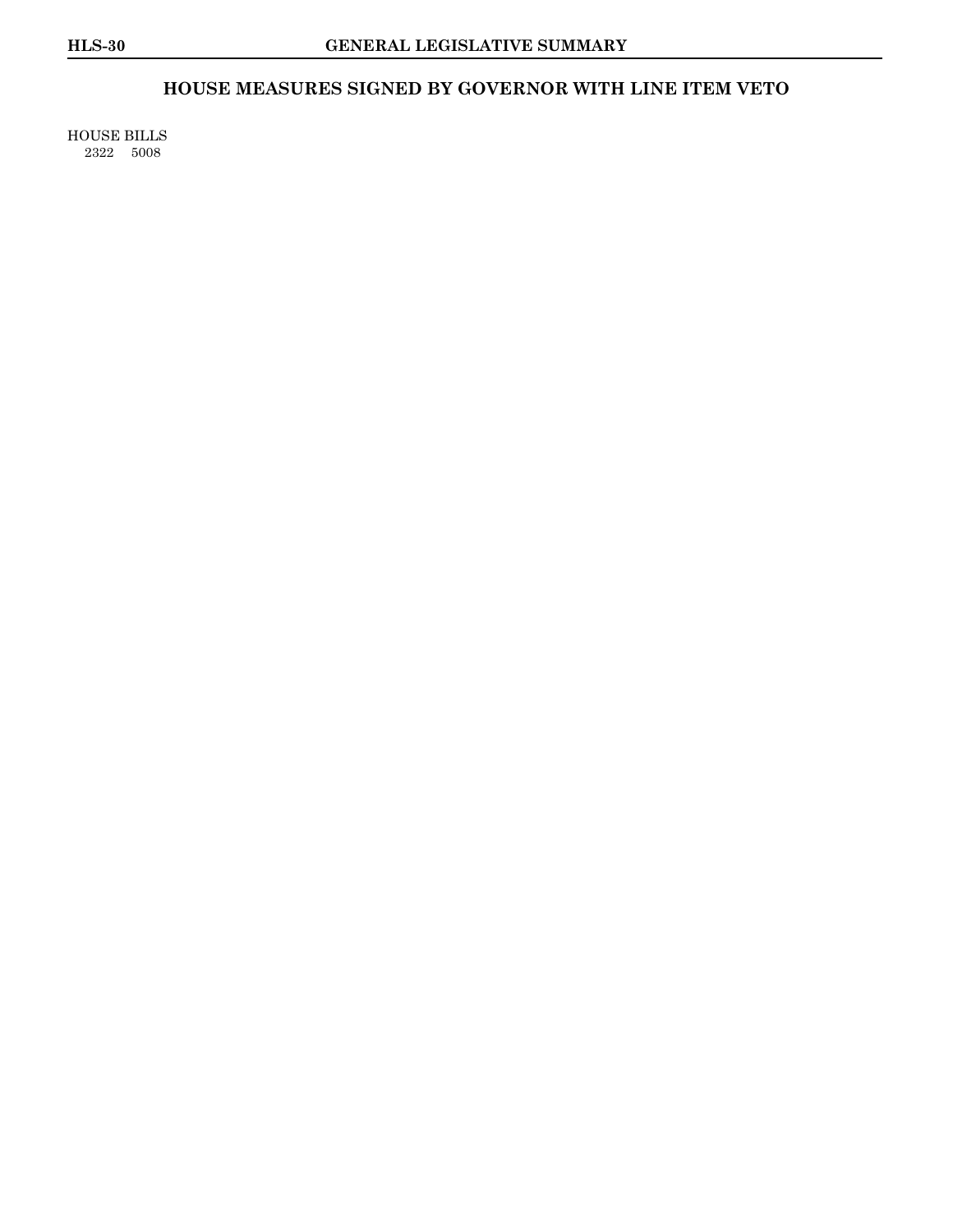## HOUSE MEASURES SIGNED BY GOVERNOR WITH LINE ITEM VETO

HOUSE BILLS

2322 5008